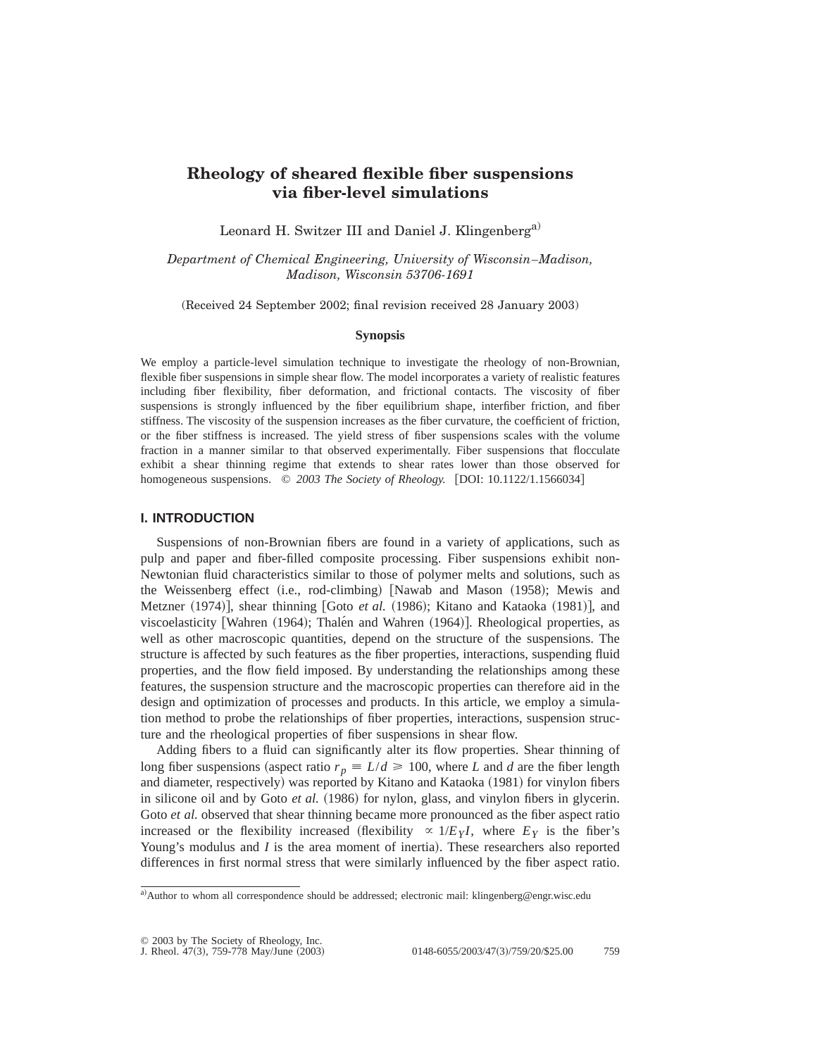# Rheology of sheared flexible fiber suspensions via fiber-level simulations

Leonard H. Switzer III and Daniel J. Klingenberg[a)]

*Department of Chemical Engineering, University of Wisconsin–Madison, Madison, Wisconsin 53706-1691*

(Received 24 September 2002; final revision received 28 January 2003)

### Synopsis

We employ a particle-level simulation technique to investigate the rheology of non-Brownian, flexible fiber suspensions in simple shear flow. The model incorporates a variety of realistic features including fiber flexibility, fiber deformation, and frictional contacts. The viscosity of fiber suspensions is strongly influenced by the fiber equilibrium shape, interfiber friction, and fiber stiffness. The viscosity of the suspension increases as the fiber curvature, the coefficient of friction, or the fiber stiffness is increased. The yield stress of fiber suspensions scales with the volume fraction in a manner similar to that observed experimentally. Fiber suspensions that flocculate exhibit a shear thinning regime that extends to shear rates lower than those observed for homogeneous suspensions. © *2003 The Society of Rheology.* [DOI: 10.1122/1.1566034]

## I. INTRODUCTION

Suspensions of non-Brownian fibers are found in a variety of applications, such as pulp and paper and fiber-filled composite processing. Fiber suspensions exhibit non-Newtonian fluid characteristics similar to those of polymer melts and solutions, such as the Weissenberg effect (i.e., rod-climbing) [Nawab and Mason (1958); Mewis and Metzner (1974)], shear thinning [Goto *et al.* (1986); Kitano and Kataoka (1981)], and viscoelasticity [Wahren (1964); Thalén and Wahren (1964)]. Rheological properties, as well as other macroscopic quantities, depend on the structure of the suspensions. The structure is affected by such features as the fiber properties, interactions, suspending fluid properties, and the flow field imposed. By understanding the relationships among these features, the suspension structure and the macroscopic properties can therefore aid in the design and optimization of processes and products. In this article, we employ a simulation method to probe the relationships of fiber properties, interactions, suspension structure and the rheological properties of fiber suspensions in shear flow.

Adding fibers to a fluid can significantly alter its flow properties. Shear thinning of long fiber suspensions (aspect ratio $r_p \equiv L/d \geqslant 100$, where $L$ and $d$ are the fiber length and diameter, respectively) was reported by Kitano and Kataoka (1981) for vinylon fibers in silicone oil and by Goto *et al.* (1986) for nylon, glass, and vinylon fibers in glycerin. Goto *et al.* observed that shear thinning became more pronounced as the fiber aspect ratio increased or the flexibility increased (flexibility $\propto 1/E_Y I$, where $E_Y$ is the fiber's Young's modulus and $I$ is the area moment of inertia). These researchers also reported differences in first normal stress that were similarly influenced by the fiber aspect ratio.

[a)]Author to whom all correspondence should be addressed; electronic mail: klingenberg@engr.wisc.edu

© 2003 by The Society of Rheology, Inc.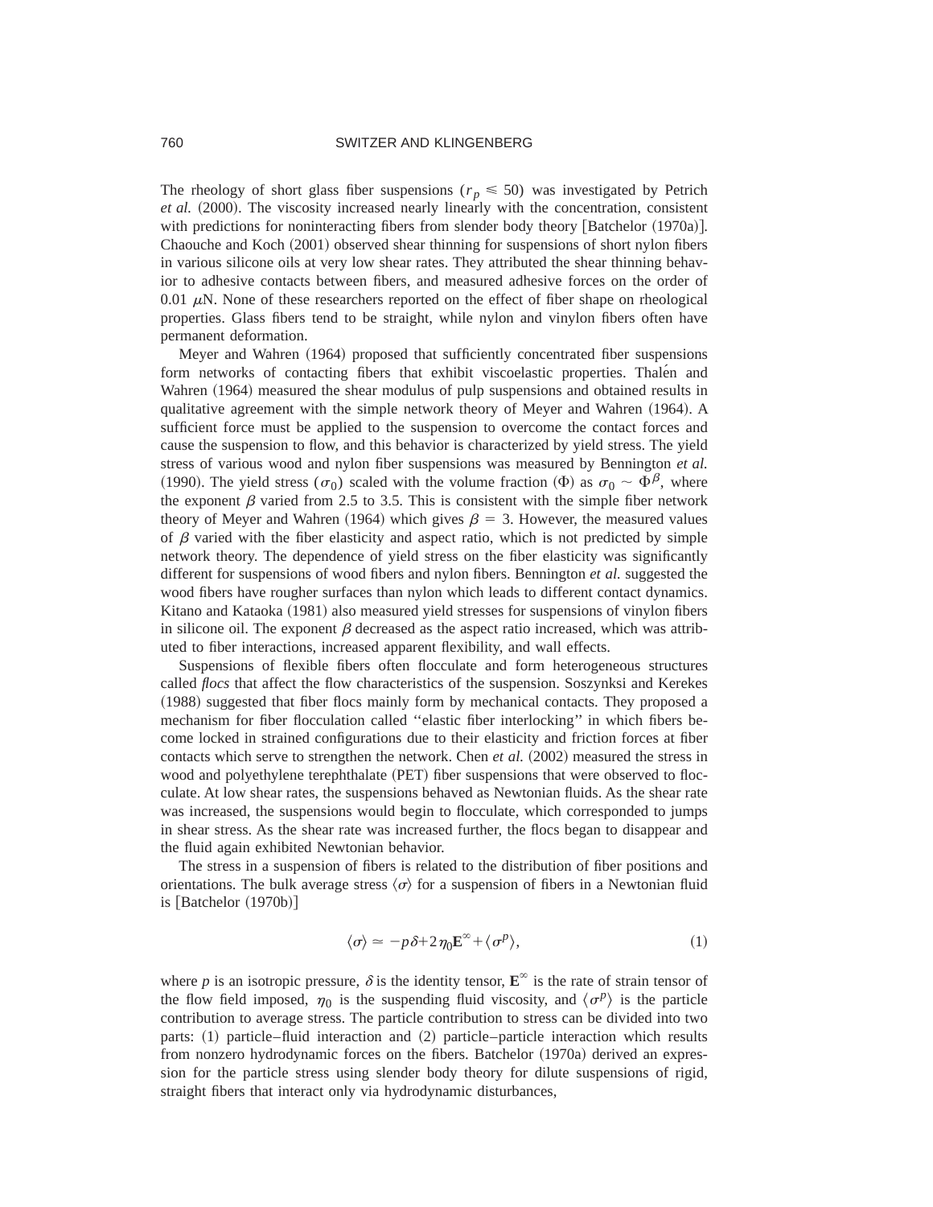The rheology of short glass fiber suspensions ($r_p \leqslant 50$) was investigated by Petrich *et al.* (2000). The viscosity increased nearly linearly with the concentration, consistent with predictions for noninteracting fibers from slender body theory [Batchelor (1970a)]. Chaouche and Koch (2001) observed shear thinning for suspensions of short nylon fibers in various silicone oils at very low shear rates. They attributed the shear thinning behavior to adhesive contacts between fibers, and measured adhesive forces on the order of 0.01 $\mu$N. None of these researchers reported on the effect of fiber shape on rheological properties. Glass fibers tend to be straight, while nylon and vinylon fibers often have permanent deformation.

Meyer and Wahren (1964) proposed that sufficiently concentrated fiber suspensions form networks of contacting fibers that exhibit viscoelastic properties. Thalén and Wahren (1964) measured the shear modulus of pulp suspensions and obtained results in qualitative agreement with the simple network theory of Meyer and Wahren (1964). A sufficient force must be applied to the suspension to overcome the contact forces and cause the suspension to flow, and this behavior is characterized by yield stress. The yield stress of various wood and nylon fiber suspensions was measured by Bennington *et al.* (1990). The yield stress ($\sigma_0$) scaled with the volume fraction ($\Phi$) as $\sigma_0 \sim \Phi^{\beta}$, where the exponent $\beta$ varied from 2.5 to 3.5. This is consistent with the simple fiber network theory of Meyer and Wahren (1964) which gives $\beta = 3$. However, the measured values of $\beta$ varied with the fiber elasticity and aspect ratio, which is not predicted by simple network theory. The dependence of yield stress on the fiber elasticity was significantly different for suspensions of wood fibers and nylon fibers. Bennington *et al.* suggested the wood fibers have rougher surfaces than nylon which leads to different contact dynamics. Kitano and Kataoka (1981) also measured yield stresses for suspensions of vinylon fibers in silicone oil. The exponent $\beta$ decreased as the aspect ratio increased, which was attributed to fiber interactions, increased apparent flexibility, and wall effects.

Suspensions of flexible fibers often flocculate and form heterogeneous structures called *flocs* that affect the flow characteristics of the suspension. Soszynksi and Kerekes (1988) suggested that fiber flocs mainly form by mechanical contacts. They proposed a mechanism for fiber flocculation called ''elastic fiber interlocking'' in which fibers become locked in strained configurations due to their elasticity and friction forces at fiber contacts which serve to strengthen the network. Chen *et al.* (2002) measured the stress in wood and polyethylene terephthalate (PET) fiber suspensions that were observed to flocculate. At low shear rates, the suspensions behaved as Newtonian fluids. As the shear rate was increased, the suspensions would begin to flocculate, which corresponded to jumps in shear stress. As the shear rate was increased further, the flocs began to disappear and the fluid again exhibited Newtonian behavior.

The stress in a suspension of fibers is related to the distribution of fiber positions and orientations. The bulk average stress $\langle\sigma\rangle$ for a suspension of fibers in a Newtonian fluid is [Batchelor (1970b)]

$$\langle\sigma\rangle \simeq -p\delta + 2\eta_0\mathbf{E}^{\infty} + \langle\sigma^p\rangle, \tag{1}$$

where $p$ is an isotropic pressure, $\delta$ is the identity tensor, $\mathbf{E}^{\infty}$ is the rate of strain tensor of the flow field imposed, $\eta_0$ is the suspending fluid viscosity, and $\langle\sigma^p\rangle$ is the particle contribution to average stress. The particle contribution to stress can be divided into two parts: (1) particle–fluid interaction and (2) particle–particle interaction which results from nonzero hydrodynamic forces on the fibers. Batchelor (1970a) derived an expression for the particle stress using slender body theory for dilute suspensions of rigid, straight fibers that interact only via hydrodynamic disturbances,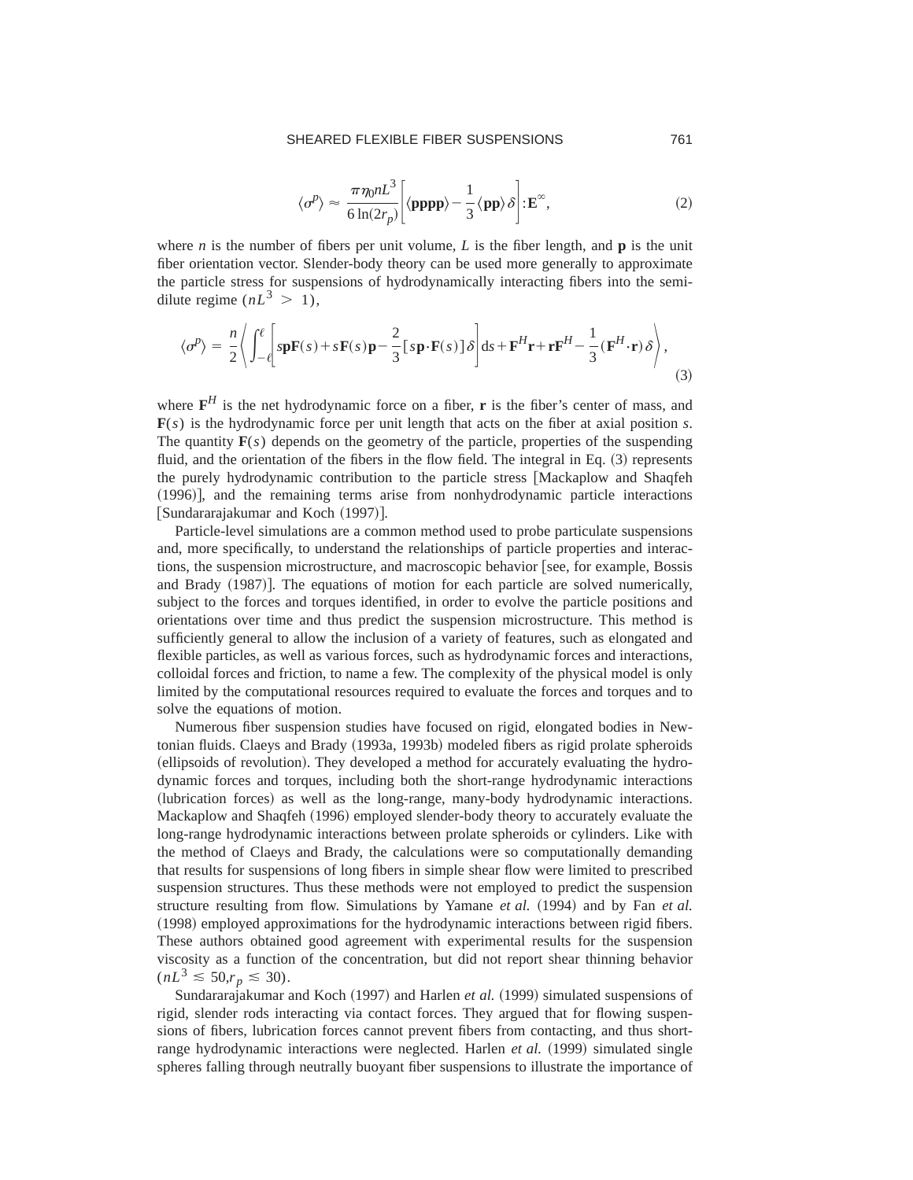$$\langle \sigma^p \rangle \approx \frac{\pi \eta_0 n L^3}{6 \ln(2r_p)} \left[ \langle \mathbf{pppp} \rangle - \frac{1}{3} \langle \mathbf{pp} \rangle \delta \right] : \mathbf{E}^\infty, \tag{2}$$

where $n$ is the number of fibers per unit volume, $L$ is the fiber length, and $\mathbf{p}$ is the unit fiber orientation vector. Slender-body theory can be used more generally to approximate the particle stress for suspensions of hydrodynamically interacting fibers into the semi-dilute regime ($nL^3 > 1$),

$$\langle \sigma^p \rangle = \frac{n}{2} \left\langle \int_{-\ell}^{\ell} \left[ s\mathbf{p}\mathbf{F}(s) + s\mathbf{F}(s)\mathbf{p} - \frac{2}{3} [s\mathbf{p} \cdot \mathbf{F}(s)] \delta \right] ds + \mathbf{F}^H \mathbf{r} + \mathbf{r}\mathbf{F}^H - \frac{1}{3} (\mathbf{F}^H \cdot \mathbf{r}) \delta \right\rangle, \tag{3}$$

where $\mathbf{F}^H$ is the net hydrodynamic force on a fiber, $\mathbf{r}$ is the fiber's center of mass, and $\mathbf{F}(s)$ is the hydrodynamic force per unit length that acts on the fiber at axial position $s$. The quantity $\mathbf{F}(s)$ depends on the geometry of the particle, properties of the suspending fluid, and the orientation of the fibers in the flow field. The integral in Eq. (3) represents the purely hydrodynamic contribution to the particle stress [Mackaplow and Shaqfeh (1996)], and the remaining terms arise from nonhydrodynamic particle interactions [Sundararajakumar and Koch (1997)].

Particle-level simulations are a common method used to probe particulate suspensions and, more specifically, to understand the relationships of particle properties and interactions, the suspension microstructure, and macroscopic behavior [see, for example, Bossis and Brady (1987)]. The equations of motion for each particle are solved numerically, subject to the forces and torques identified, in order to evolve the particle positions and orientations over time and thus predict the suspension microstructure. This method is sufficiently general to allow the inclusion of a variety of features, such as elongated and flexible particles, as well as various forces, such as hydrodynamic forces and interactions, colloidal forces and friction, to name a few. The complexity of the physical model is only limited by the computational resources required to evaluate the forces and torques and to solve the equations of motion.

Numerous fiber suspension studies have focused on rigid, elongated bodies in Newtonian fluids. Claeys and Brady (1993a, 1993b) modeled fibers as rigid prolate spheroids (ellipsoids of revolution). They developed a method for accurately evaluating the hydrodynamic forces and torques, including both the short-range hydrodynamic interactions (lubrication forces) as well as the long-range, many-body hydrodynamic interactions. Mackaplow and Shaqfeh (1996) employed slender-body theory to accurately evaluate the long-range hydrodynamic interactions between prolate spheroids or cylinders. Like with the method of Claeys and Brady, the calculations were so computationally demanding that results for suspensions of long fibers in simple shear flow were limited to prescribed suspension structures. Thus these methods were not employed to predict the suspension structure resulting from flow. Simulations by Yamane *et al.* (1994) and by Fan *et al.* (1998) employed approximations for the hydrodynamic interactions between rigid fibers. These authors obtained good agreement with experimental results for the suspension viscosity as a function of the concentration, but did not report shear thinning behavior ($nL^3 \lesssim 50, r_p \lesssim 30$).

Sundararajakumar and Koch (1997) and Harlen *et al.* (1999) simulated suspensions of rigid, slender rods interacting via contact forces. They argued that for flowing suspensions of fibers, lubrication forces cannot prevent fibers from contacting, and thus short-range hydrodynamic interactions were neglected. Harlen *et al.* (1999) simulated single spheres falling through neutrally buoyant fiber suspensions to illustrate the importance of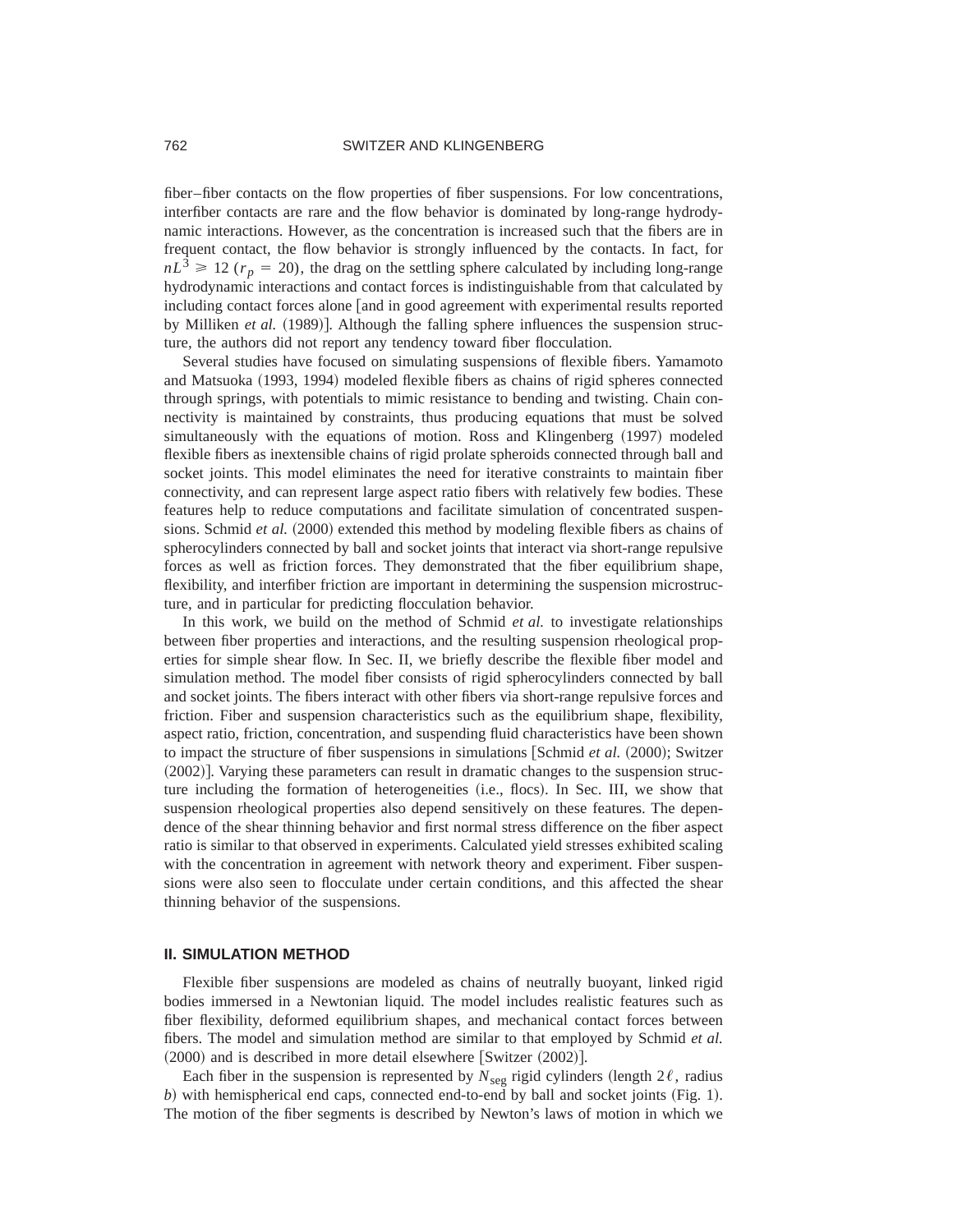fiber–fiber contacts on the flow properties of fiber suspensions. For low concentrations, interfiber contacts are rare and the flow behavior is dominated by long-range hydrodynamic interactions. However, as the concentration is increased such that the fibers are in frequent contact, the flow behavior is strongly influenced by the contacts. In fact, for $nL^3 \geqslant 12$ ($r_p = 20$), the drag on the settling sphere calculated by including long-range hydrodynamic interactions and contact forces is indistinguishable from that calculated by including contact forces alone [and in good agreement with experimental results reported by Milliken *et al.* (1989)]. Although the falling sphere influences the suspension structure, the authors did not report any tendency toward fiber flocculation.

Several studies have focused on simulating suspensions of flexible fibers. Yamamoto and Matsuoka (1993, 1994) modeled flexible fibers as chains of rigid spheres connected through springs, with potentials to mimic resistance to bending and twisting. Chain connectivity is maintained by constraints, thus producing equations that must be solved simultaneously with the equations of motion. Ross and Klingenberg (1997) modeled flexible fibers as inextensible chains of rigid prolate spheroids connected through ball and socket joints. This model eliminates the need for iterative constraints to maintain fiber connectivity, and can represent large aspect ratio fibers with relatively few bodies. These features help to reduce computations and facilitate simulation of concentrated suspensions. Schmid *et al.* (2000) extended this method by modeling flexible fibers as chains of spherocylinders connected by ball and socket joints that interact via short-range repulsive forces as well as friction forces. They demonstrated that the fiber equilibrium shape, flexibility, and interfiber friction are important in determining the suspension microstructure, and in particular for predicting flocculation behavior.

In this work, we build on the method of Schmid *et al.* to investigate relationships between fiber properties and interactions, and the resulting suspension rheological properties for simple shear flow. In Sec. II, we briefly describe the flexible fiber model and simulation method. The model fiber consists of rigid spherocylinders connected by ball and socket joints. The fibers interact with other fibers via short-range repulsive forces and friction. Fiber and suspension characteristics such as the equilibrium shape, flexibility, aspect ratio, friction, concentration, and suspending fluid characteristics have been shown to impact the structure of fiber suspensions in simulations [Schmid *et al.* (2000); Switzer (2002)]. Varying these parameters can result in dramatic changes to the suspension structure including the formation of heterogeneities (i.e., flocs). In Sec. III, we show that suspension rheological properties also depend sensitively on these features. The dependence of the shear thinning behavior and first normal stress difference on the fiber aspect ratio is similar to that observed in experiments. Calculated yield stresses exhibited scaling with the concentration in agreement with network theory and experiment. Fiber suspensions were also seen to flocculate under certain conditions, and this affected the shear thinning behavior of the suspensions.

## II. SIMULATION METHOD

Flexible fiber suspensions are modeled as chains of neutrally buoyant, linked rigid bodies immersed in a Newtonian liquid. The model includes realistic features such as fiber flexibility, deformed equilibrium shapes, and mechanical contact forces between fibers. The model and simulation method are similar to that employed by Schmid *et al.* (2000) and is described in more detail elsewhere [Switzer (2002)].

Each fiber in the suspension is represented by $N_{\text{seg}}$ rigid cylinders (length $2\ell$, radius $b$) with hemispherical end caps, connected end-to-end by ball and socket joints (Fig. 1). The motion of the fiber segments is described by Newton's laws of motion in which we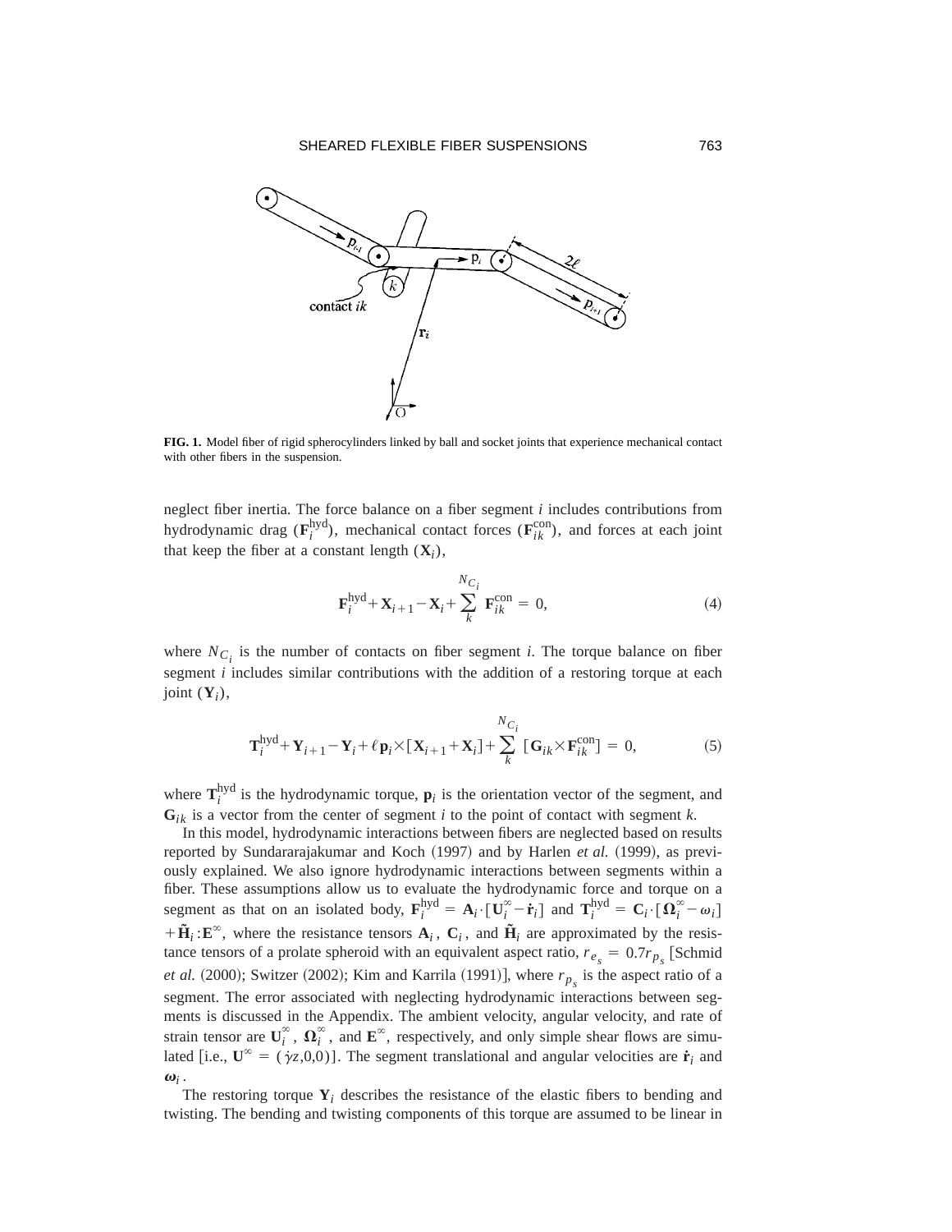**FIG. 1.** Model fiber of rigid spherocylinders linked by ball and socket joints that experience mechanical contact with other fibers in the suspension.

neglect fiber inertia. The force balance on a fiber segment $i$ includes contributions from hydrodynamic drag ($\mathbf{F}_i^{\mathrm{hyd}}$), mechanical contact forces ($\mathbf{F}_{ik}^{\mathrm{con}}$), and forces at each joint that keep the fiber at a constant length ($\mathbf{X}_i$),

$$\mathbf{F}_i^{\mathrm{hyd}}+\mathbf{X}_{i+1}-\mathbf{X}_i+\sum_{k}^{N_{C_i}} \mathbf{F}_{ik}^{\mathrm{con}} = 0, \tag{4}$$

where $N_{C_i}$ is the number of contacts on fiber segment $i$. The torque balance on fiber segment $i$ includes similar contributions with the addition of a restoring torque at each joint ($\mathbf{Y}_i$),

$$\mathbf{T}_i^{\mathrm{hyd}}+\mathbf{Y}_{i+1}-\mathbf{Y}_i+\ell\mathbf{p}_i\times[\mathbf{X}_{i+1}+\mathbf{X}_i]+\sum_{k}^{N_{C_i}} [\mathbf{G}_{ik}\times\mathbf{F}_{ik}^{\mathrm{con}}] = 0, \tag{5}$$

where $\mathbf{T}_i^{\mathrm{hyd}}$ is the hydrodynamic torque, $\mathbf{p}_i$ is the orientation vector of the segment, and $\mathbf{G}_{ik}$ is a vector from the center of segment $i$ to the point of contact with segment $k$.

In this model, hydrodynamic interactions between fibers are neglected based on results reported by Sundararajakumar and Koch (1997) and by Harlen *et al.* (1999), as previously explained. We also ignore hydrodynamic interactions between segments within a fiber. These assumptions allow us to evaluate the hydrodynamic force and torque on a segment as that on an isolated body, $\mathbf{F}_i^{\mathrm{hyd}} = \mathbf{A}_i\cdot[\mathbf{U}_i^{\infty}-\dot{\mathbf{r}}_i]$ and $\mathbf{T}_i^{\mathrm{hyd}} = \mathbf{C}_i\cdot[\mathbf{\Omega}_i^{\infty}-\omega_i] + \tilde{\mathbf{H}}_i:\mathbf{E}^{\infty}$, where the resistance tensors $\mathbf{A}_i$, $\mathbf{C}_i$, and $\tilde{\mathbf{H}}_i$ are approximated by the resistance tensors of a prolate spheroid with an equivalent aspect ratio, $r_{e_s} = 0.7r_{p_s}$ [Schmid *et al.* (2000); Switzer (2002); Kim and Karrila (1991)], where $r_{p_s}$ is the aspect ratio of a segment. The error associated with neglecting hydrodynamic interactions between segments is discussed in the Appendix. The ambient velocity, angular velocity, and rate of strain tensor are $\mathbf{U}_i^{\infty}$, $\mathbf{\Omega}_i^{\infty}$, and $\mathbf{E}^{\infty}$, respectively, and only simple shear flows are simulated [i.e., $\mathbf{U}^{\infty} = (\dot{\gamma}z,0,0)$]. The segment translational and angular velocities are $\dot{\mathbf{r}}_i$ and $\boldsymbol{\omega}_i$.

The restoring torque $\mathbf{Y}_i$ describes the resistance of the elastic fibers to bending and twisting. The bending and twisting components of this torque are assumed to be linear in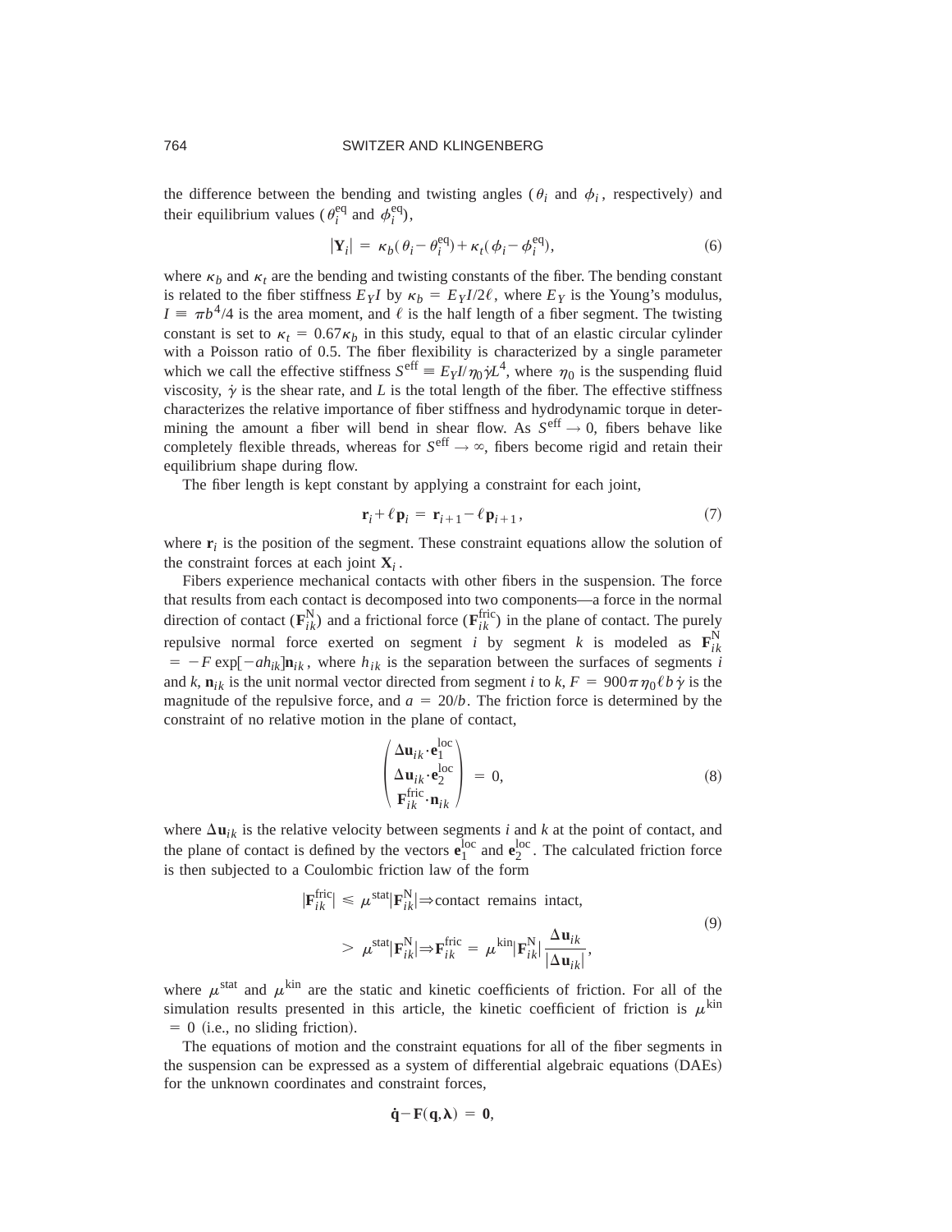the difference between the bending and twisting angles ($\theta_i$ and $\phi_i$, respectively) and their equilibrium values ($\theta_i^{\text{eq}}$ and $\phi_i^{\text{eq}}$),

$$|\mathbf{Y}_i| = \kappa_b(\theta_i - \theta_i^{\text{eq}}) + \kappa_t(\phi_i - \phi_i^{\text{eq}}), \tag{6}$$

where $\kappa_b$ and $\kappa_t$ are the bending and twisting constants of the fiber. The bending constant is related to the fiber stiffness $E_Y I$ by $\kappa_b = E_Y I/2\ell$, where $E_Y$ is the Young's modulus, $I \equiv \pi b^4/4$ is the area moment, and $\ell$ is the half length of a fiber segment. The twisting constant is set to $\kappa_t = 0.67\kappa_b$ in this study, equal to that of an elastic circular cylinder with a Poisson ratio of 0.5. The fiber flexibility is characterized by a single parameter which we call the effective stiffness $S^{\text{eff}} \equiv E_Y I/\eta_0 \dot{\gamma} L^4$, where $\eta_0$ is the suspending fluid viscosity, $\dot{\gamma}$ is the shear rate, and $L$ is the total length of the fiber. The effective stiffness characterizes the relative importance of fiber stiffness and hydrodynamic torque in determining the amount a fiber will bend in shear flow. As $S^{\text{eff}} \to 0$, fibers behave like completely flexible threads, whereas for $S^{\text{eff}} \to \infty$, fibers become rigid and retain their equilibrium shape during flow.

The fiber length is kept constant by applying a constraint for each joint,

$$\mathbf{r}_i + \ell \mathbf{p}_i = \mathbf{r}_{i+1} - \ell \mathbf{p}_{i+1}, \tag{7}$$

where $\mathbf{r}_i$ is the position of the segment. These constraint equations allow the solution of the constraint forces at each joint $\mathbf{X}_i$.

Fibers experience mechanical contacts with other fibers in the suspension. The force that results from each contact is decomposed into two components—a force in the normal direction of contact ($\mathbf{F}_{ik}^{\text{N}}$) and a frictional force ($\mathbf{F}_{ik}^{\text{fric}}$) in the plane of contact. The purely repulsive normal force exerted on segment $i$ by segment $k$ is modeled as $\mathbf{F}_{ik}^{\text{N}} = -F \exp[-a h_{ik}] \mathbf{n}_{ik}$, where $h_{ik}$ is the separation between the surfaces of segments $i$ and $k$, $\mathbf{n}_{ik}$ is the unit normal vector directed from segment $i$ to $k$, $F = 900\pi\eta_0 \ell b \dot{\gamma}$ is the magnitude of the repulsive force, and $a = 20/b$. The friction force is determined by the constraint of no relative motion in the plane of contact,

$$\begin{pmatrix} \Delta\mathbf{u}_{ik} \cdot \mathbf{e}_1^{\text{loc}} \\ \Delta\mathbf{u}_{ik} \cdot \mathbf{e}_2^{\text{loc}} \\ \mathbf{F}_{ik}^{\text{fric}} \cdot \mathbf{n}_{ik} \end{pmatrix} = 0, \tag{8}$$

where $\Delta\mathbf{u}_{ik}$ is the relative velocity between segments $i$ and $k$ at the point of contact, and the plane of contact is defined by the vectors $\mathbf{e}_1^{\text{loc}}$ and $\mathbf{e}_2^{\text{loc}}$. The calculated friction force is then subjected to a Coulombic friction law of the form

$$\begin{aligned} |\mathbf{F}_{ik}^{\text{fric}}| &\leq \mu^{\text{stat}} |\mathbf{F}_{ik}^{\text{N}}| \Rightarrow \text{contact remains intact}, \\ &> \mu^{\text{stat}} |\mathbf{F}_{ik}^{\text{N}}| \Rightarrow \mathbf{F}_{ik}^{\text{fric}} = \mu^{\text{kin}} |\mathbf{F}_{ik}^{\text{N}}| \frac{\Delta\mathbf{u}_{ik}}{|\Delta\mathbf{u}_{ik}|}, \end{aligned} \tag{9}$$

where $\mu^{\text{stat}}$ and $\mu^{\text{kin}}$ are the static and kinetic coefficients of friction. For all of the simulation results presented in this article, the kinetic coefficient of friction is $\mu^{\text{kin}} = 0$ (i.e., no sliding friction).

The equations of motion and the constraint equations for all of the fiber segments in the suspension can be expressed as a system of differential algebraic equations (DAEs) for the unknown coordinates and constraint forces,

$$\dot{\mathbf{q}} - \mathbf{F}(\mathbf{q}, \boldsymbol{\lambda}) = \mathbf{0},$$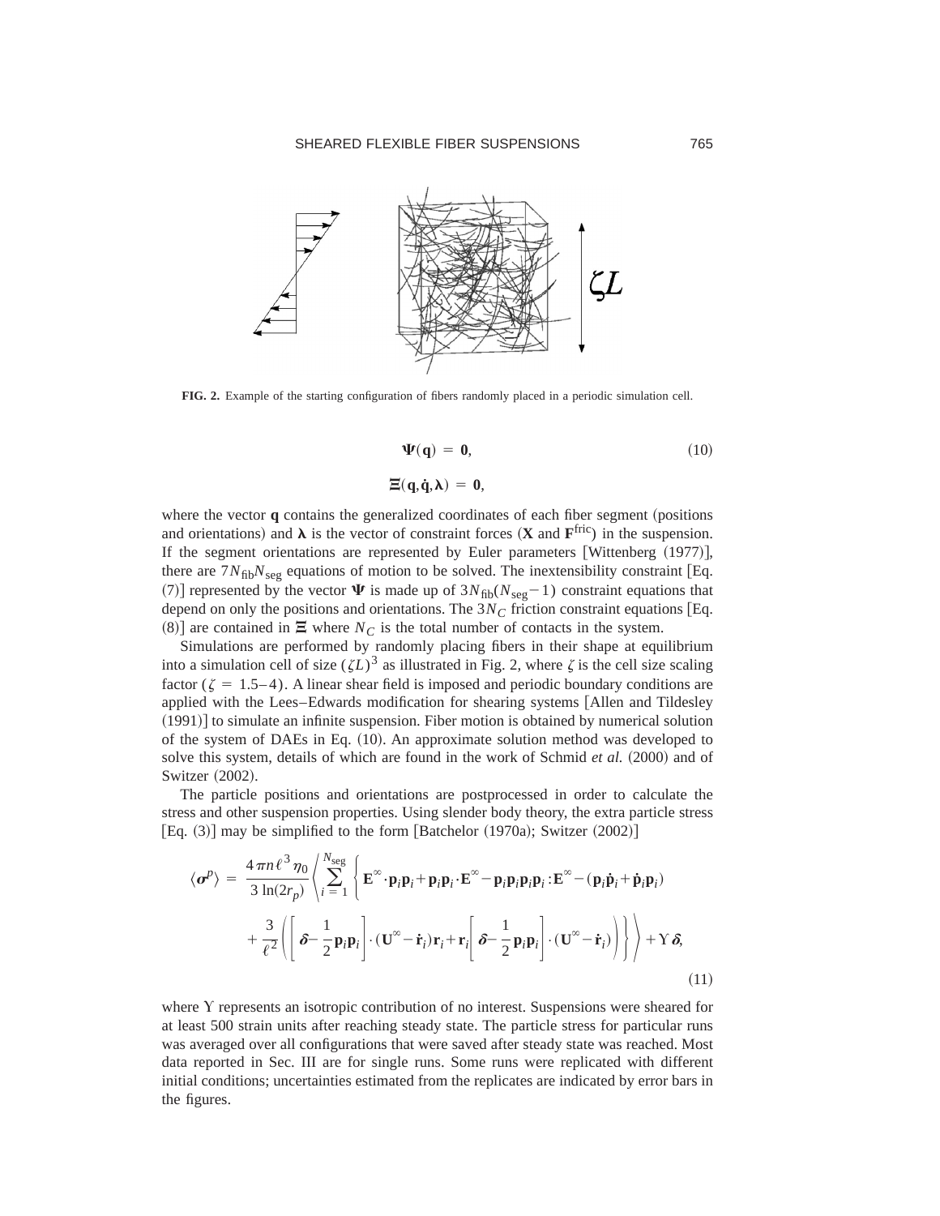FIG. 2. Example of the starting configuration of fibers randomly placed in a periodic simulation cell.

$$\mathbf{\Psi}(\mathbf{q}) = \mathbf{0}, \tag{10}$$

$$\mathbf{\Xi}(\mathbf{q},\dot{\mathbf{q}},\boldsymbol{\lambda}) = \mathbf{0},$$

where the vector $\mathbf{q}$ contains the generalized coordinates of each fiber segment (positions and orientations) and $\boldsymbol{\lambda}$ is the vector of constraint forces ($\mathbf{X}$ and $\mathbf{F}^{\text{fric}}$) in the suspension. If the segment orientations are represented by Euler parameters [Wittenberg (1977)], there are $7N_{\text{fib}}N_{\text{seg}}$ equations of motion to be solved. The inextensibility constraint [Eq. (7)] represented by the vector $\mathbf{\Psi}$ is made up of $3N_{\text{fib}}(N_{\text{seg}}-1)$ constraint equations that depend on only the positions and orientations. The $3N_C$ friction constraint equations [Eq. (8)] are contained in $\mathbf{\Xi}$ where $N_C$ is the total number of contacts in the system.

Simulations are performed by randomly placing fibers in their shape at equilibrium into a simulation cell of size $(\zeta L)^3$ as illustrated in Fig. 2, where $\zeta$ is the cell size scaling factor ($\zeta = 1.5$–$4$). A linear shear field is imposed and periodic boundary conditions are applied with the Lees–Edwards modification for shearing systems [Allen and Tildesley (1991)] to simulate an infinite suspension. Fiber motion is obtained by numerical solution of the system of DAEs in Eq. (10). An approximate solution method was developed to solve this system, details of which are found in the work of Schmid *et al.* (2000) and of Switzer (2002).

The particle positions and orientations are postprocessed in order to calculate the stress and other suspension properties. Using slender body theory, the extra particle stress [Eq. (3)] may be simplified to the form [Batchelor (1970a); Switzer (2002)]

$$\langle \boldsymbol{\sigma}^p \rangle = \frac{4\pi n \ell^3 \eta_0}{3\ln(2r_p)} \left\langle \sum_{i=1}^{N_{\text{seg}}} \left\{ \mathbf{E}^\infty \cdot \mathbf{p}_i\mathbf{p}_i + \mathbf{p}_i\mathbf{p}_i \cdot \mathbf{E}^\infty - \mathbf{p}_i\mathbf{p}_i\mathbf{p}_i\mathbf{p}_i : \mathbf{E}^\infty - (\mathbf{p}_i\dot{\mathbf{p}}_i + \dot{\mathbf{p}}_i\mathbf{p}_i) + \frac{3}{\ell^2}\left( \left[ \boldsymbol{\delta} - \frac{1}{2}\mathbf{p}_i\mathbf{p}_i \right] \cdot (\mathbf{U}^\infty - \dot{\mathbf{r}}_i)\mathbf{r}_i + \mathbf{r}_i \left[ \boldsymbol{\delta} - \frac{1}{2}\mathbf{p}_i\mathbf{p}_i \right] \cdot (\mathbf{U}^\infty - \dot{\mathbf{r}}_i) \right) \right\} \right\rangle + \Upsilon\boldsymbol{\delta}, \tag{11}$$

where $\Upsilon$ represents an isotropic contribution of no interest. Suspensions were sheared for at least 500 strain units after reaching steady state. The particle stress for particular runs was averaged over all configurations that were saved after steady state was reached. Most data reported in Sec. III are for single runs. Some runs were replicated with different initial conditions; uncertainties estimated from the replicates are indicated by error bars in the figures.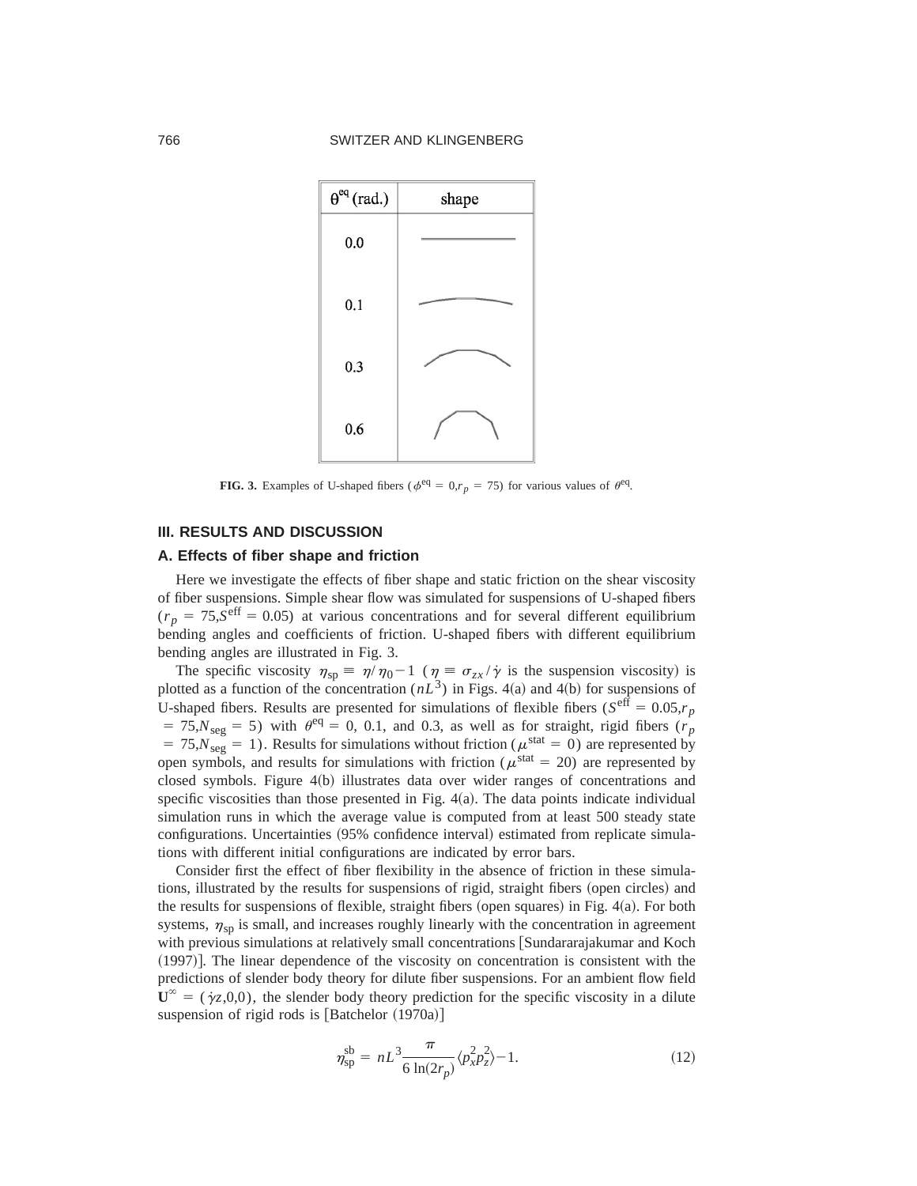| $\theta^{eq}$ (rad.) | shape |
| --- | --- |
| 0.0 | |
| 0.1 | |
| 0.3 | |
| 0.6 | |

**FIG. 3.** Examples of U-shaped fibers ($\phi^{eq} = 0, r_p = 75$) for various values of $\theta^{eq}$.

## III. RESULTS AND DISCUSSION

### A. Effects of fiber shape and friction

Here we investigate the effects of fiber shape and static friction on the shear viscosity of fiber suspensions. Simple shear flow was simulated for suspensions of U-shaped fibers ($r_p = 75, S^{eff} = 0.05$) at various concentrations and for several different equilibrium bending angles and coefficients of friction. U-shaped fibers with different equilibrium bending angles are illustrated in Fig. 3.

The specific viscosity $\eta_{sp} \equiv \eta/\eta_0 - 1$ ($\eta \equiv \sigma_{zx}/\dot{\gamma}$ is the suspension viscosity) is plotted as a function of the concentration ($nL^3$) in Figs. 4(a) and 4(b) for suspensions of U-shaped fibers. Results are presented for simulations of flexible fibers ($S^{eff} = 0.05, r_p = 75, N_{seg} = 5$) with $\theta^{eq} = 0$, 0.1, and 0.3, as well as for straight, rigid fibers ($r_p = 75, N_{seg} = 1$). Results for simulations without friction ($\mu^{stat} = 0$) are represented by open symbols, and results for simulations with friction ($\mu^{stat} = 20$) are represented by closed symbols. Figure 4(b) illustrates data over wider ranges of concentrations and specific viscosities than those presented in Fig. 4(a). The data points indicate individual simulation runs in which the average value is computed from at least 500 steady state configurations. Uncertainties (95% confidence interval) estimated from replicate simulations with different initial configurations are indicated by error bars.

Consider first the effect of fiber flexibility in the absence of friction in these simulations, illustrated by the results for suspensions of rigid, straight fibers (open circles) and the results for suspensions of flexible, straight fibers (open squares) in Fig. 4(a). For both systems, $\eta_{sp}$ is small, and increases roughly linearly with the concentration in agreement with previous simulations at relatively small concentrations [Sundararajakumar and Koch (1997)]. The linear dependence of the viscosity on concentration is consistent with the predictions of slender body theory for dilute fiber suspensions. For an ambient flow field $\mathbf{U}^{\infty} = (\dot{\gamma}z, 0, 0)$, the slender body theory prediction for the specific viscosity in a dilute suspension of rigid rods is [Batchelor (1970a)]

$$\eta_{sp}^{sb} = nL^3 \frac{\pi}{6 \ln(2r_p)} \langle p_x^2 p_z^2 \rangle - 1. \tag{12}$$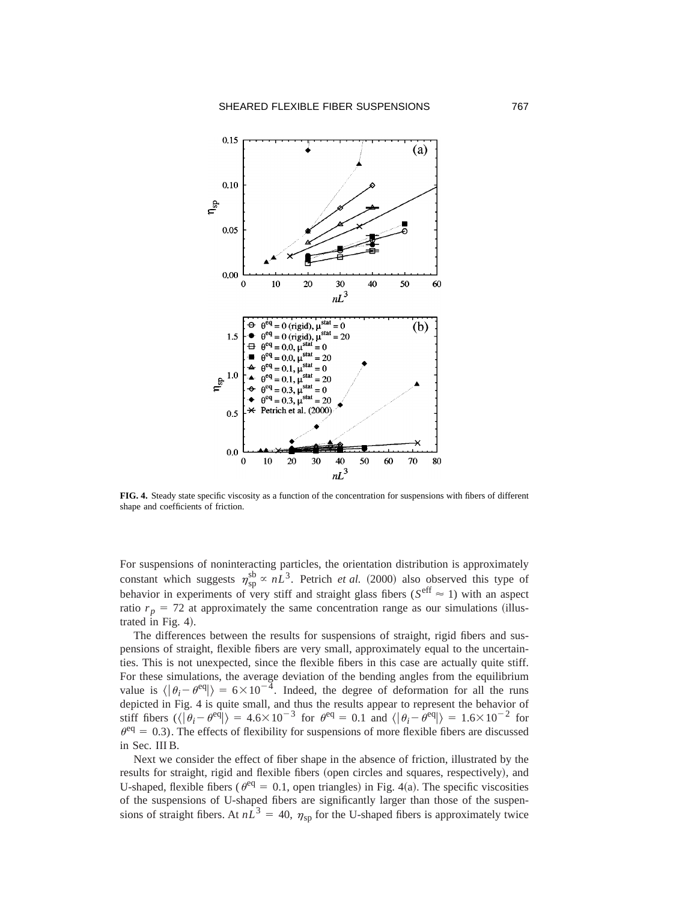**FIG. 4.** Steady state specific viscosity as a function of the concentration for suspensions with fibers of different shape and coefficients of friction.

For suspensions of noninteracting particles, the orientation distribution is approximately constant which suggests $\eta_{sp}^{sb} \propto nL^3$. Petrich *et al.* (2000) also observed this type of behavior in experiments of very stiff and straight glass fibers ($S^{\text{eff}} \approx 1$) with an aspect ratio $r_p = 72$ at approximately the same concentration range as our simulations (illustrated in Fig. 4).

The differences between the results for suspensions of straight, rigid fibers and suspensions of straight, flexible fibers are very small, approximately equal to the uncertainties. This is not unexpected, since the flexible fibers in this case are actually quite stiff. For these simulations, the average deviation of the bending angles from the equilibrium value is $\langle|\theta_i - \theta^{\text{eq}}|\rangle = 6\times10^{-4}$. Indeed, the degree of deformation for all the runs depicted in Fig. 4 is quite small, and thus the results appear to represent the behavior of stiff fibers ($\langle|\theta_i - \theta^{\text{eq}}|\rangle = 4.6\times10^{-3}$ for $\theta^{\text{eq}} = 0.1$ and $\langle|\theta_i - \theta^{\text{eq}}|\rangle = 1.6\times10^{-2}$ for $\theta^{\text{eq}} = 0.3$). The effects of flexibility for suspensions of more flexible fibers are discussed in Sec. III B.

Next we consider the effect of fiber shape in the absence of friction, illustrated by the results for straight, rigid and flexible fibers (open circles and squares, respectively), and U-shaped, flexible fibers ($\theta^{\text{eq}} = 0.1$, open triangles) in Fig. 4(a). The specific viscosities of the suspensions of U-shaped fibers are significantly larger than those of the suspensions of straight fibers. At $nL^3 = 40$, $\eta_{sp}$ for the U-shaped fibers is approximately twice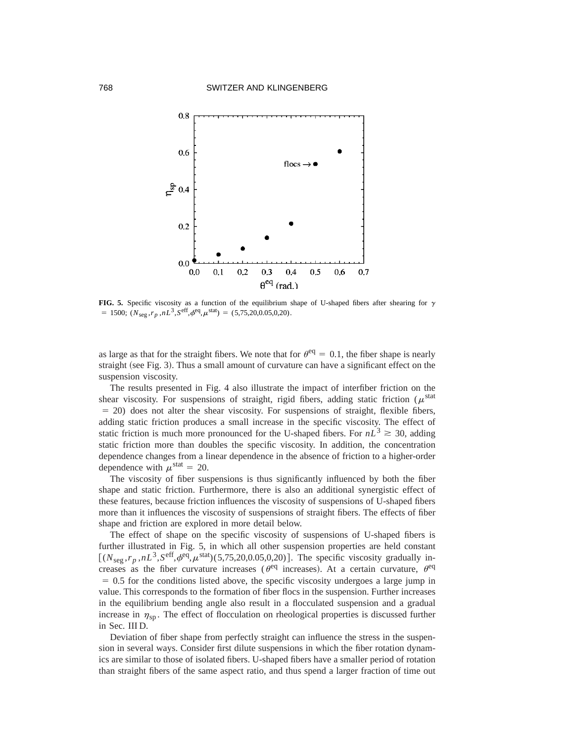FIG. 5. Specific viscosity as a function of the equilibrium shape of U-shaped fibers after shearing for $\gamma = 1500$; $(N_{\text{seg}}, r_p, nL^3, S^{\text{eff}}, \phi^{\text{eq}}, \mu^{\text{stat}}) = (5,75,20,0.05,0,20)$.

as large as that for the straight fibers. We note that for $\theta^{\text{eq}} = 0.1$, the fiber shape is nearly straight (see Fig. 3). Thus a small amount of curvature can have a significant effect on the suspension viscosity.

The results presented in Fig. 4 also illustrate the impact of interfiber friction on the shear viscosity. For suspensions of straight, rigid fibers, adding static friction ($\mu^{\text{stat}} = 20$) does not alter the shear viscosity. For suspensions of straight, flexible fibers, adding static friction produces a small increase in the specific viscosity. The effect of static friction is much more pronounced for the U-shaped fibers. For $nL^3 \gtrsim 30$, adding static friction more than doubles the specific viscosity. In addition, the concentration dependence changes from a linear dependence in the absence of friction to a higher-order dependence with $\mu^{\text{stat}} = 20$.

The viscosity of fiber suspensions is thus significantly influenced by both the fiber shape and static friction. Furthermore, there is also an additional synergistic effect of these features, because friction influences the viscosity of suspensions of U-shaped fibers more than it influences the viscosity of suspensions of straight fibers. The effects of fiber shape and friction are explored in more detail below.

The effect of shape on the specific viscosity of suspensions of U-shaped fibers is further illustrated in Fig. 5, in which all other suspension properties are held constant $[(N_{\text{seg}}, r_p, nL^3, S^{\text{eff}}, \phi^{\text{eq}}, \mu^{\text{stat}})(5,75,20,0.05,0,20)]$. The specific viscosity gradually increases as the fiber curvature increases ($\theta^{\text{eq}}$ increases). At a certain curvature, $\theta^{\text{eq}} = 0.5$ for the conditions listed above, the specific viscosity undergoes a large jump in value. This corresponds to the formation of fiber flocs in the suspension. Further increases in the equilibrium bending angle also result in a flocculated suspension and a gradual increase in $\eta_{\text{sp}}$. The effect of flocculation on rheological properties is discussed further in Sec. III D.

Deviation of fiber shape from perfectly straight can influence the stress in the suspension in several ways. Consider first dilute suspensions in which the fiber rotation dynamics are similar to those of isolated fibers. U-shaped fibers have a smaller period of rotation than straight fibers of the same aspect ratio, and thus spend a larger fraction of time out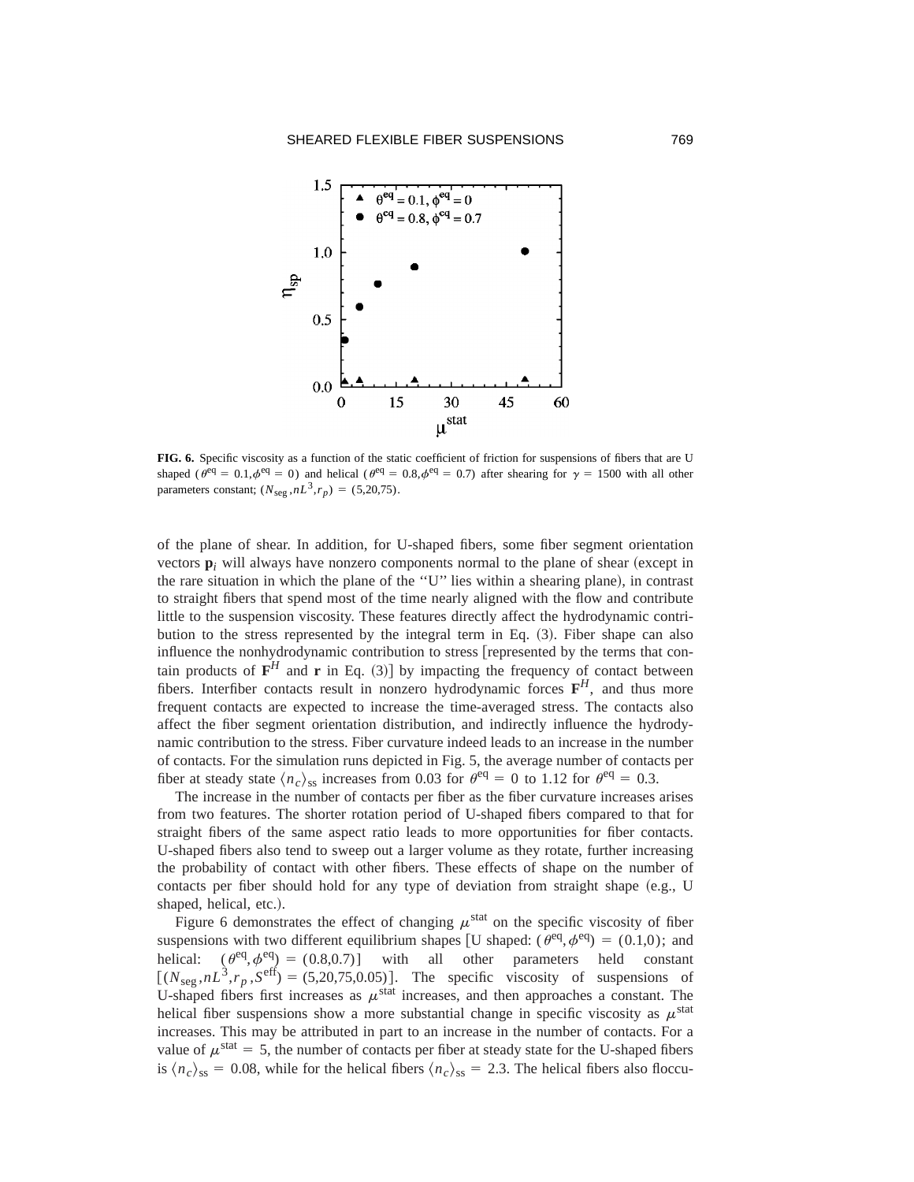**FIG. 6.** Specific viscosity as a function of the static coefficient of friction for suspensions of fibers that are U shaped ($\theta^{eq} = 0.1, \phi^{eq} = 0$) and helical ($\theta^{eq} = 0.8, \phi^{eq} = 0.7$) after shearing for $\gamma = 1500$ with all other parameters constant; $(N_{seg}, nL^3, r_p) = (5,20,75)$.

of the plane of shear. In addition, for U-shaped fibers, some fiber segment orientation vectors $\mathbf{p}_i$ will always have nonzero components normal to the plane of shear (except in the rare situation in which the plane of the "U" lies within a shearing plane), in contrast to straight fibers that spend most of the time nearly aligned with the flow and contribute little to the suspension viscosity. These features directly affect the hydrodynamic contribution to the stress represented by the integral term in Eq. (3). Fiber shape can also influence the nonhydrodynamic contribution to stress [represented by the terms that contain products of $\mathbf{F}^H$ and $\mathbf{r}$ in Eq. (3)] by impacting the frequency of contact between fibers. Interfiber contacts result in nonzero hydrodynamic forces $\mathbf{F}^H$, and thus more frequent contacts are expected to increase the time-averaged stress. The contacts also affect the fiber segment orientation distribution, and indirectly influence the hydrodynamic contribution to the stress. Fiber curvature indeed leads to an increase in the number of contacts. For the simulation runs depicted in Fig. 5, the average number of contacts per fiber at steady state $\langle n_c \rangle_{ss}$ increases from 0.03 for $\theta^{eq} = 0$ to 1.12 for $\theta^{eq} = 0.3$.

The increase in the number of contacts per fiber as the fiber curvature increases arises from two features. The shorter rotation period of U-shaped fibers compared to that for straight fibers of the same aspect ratio leads to more opportunities for fiber contacts. U-shaped fibers also tend to sweep out a larger volume as they rotate, further increasing the probability of contact with other fibers. These effects of shape on the number of contacts per fiber should hold for any type of deviation from straight shape (e.g., U shaped, helical, etc.).

Figure 6 demonstrates the effect of changing $\mu^{stat}$ on the specific viscosity of fiber suspensions with two different equilibrium shapes [U shaped: $(\theta^{eq}, \phi^{eq}) = (0.1,0)$; and helical: $(\theta^{eq}, \phi^{eq}) = (0.8,0.7)$] with all other parameters held constant $[(N_{seg}, nL^3, r_p, S^{eff}) = (5,20,75,0.05)]$. The specific viscosity of suspensions of U-shaped fibers first increases as $\mu^{stat}$ increases, and then approaches a constant. The helical fiber suspensions show a more substantial change in specific viscosity as $\mu^{stat}$ increases. This may be attributed in part to an increase in the number of contacts. For a value of $\mu^{stat} = 5$, the number of contacts per fiber at steady state for the U-shaped fibers is $\langle n_c \rangle_{ss} = 0.08$, while for the helical fibers $\langle n_c \rangle_{ss} = 2.3$. The helical fibers also floccu-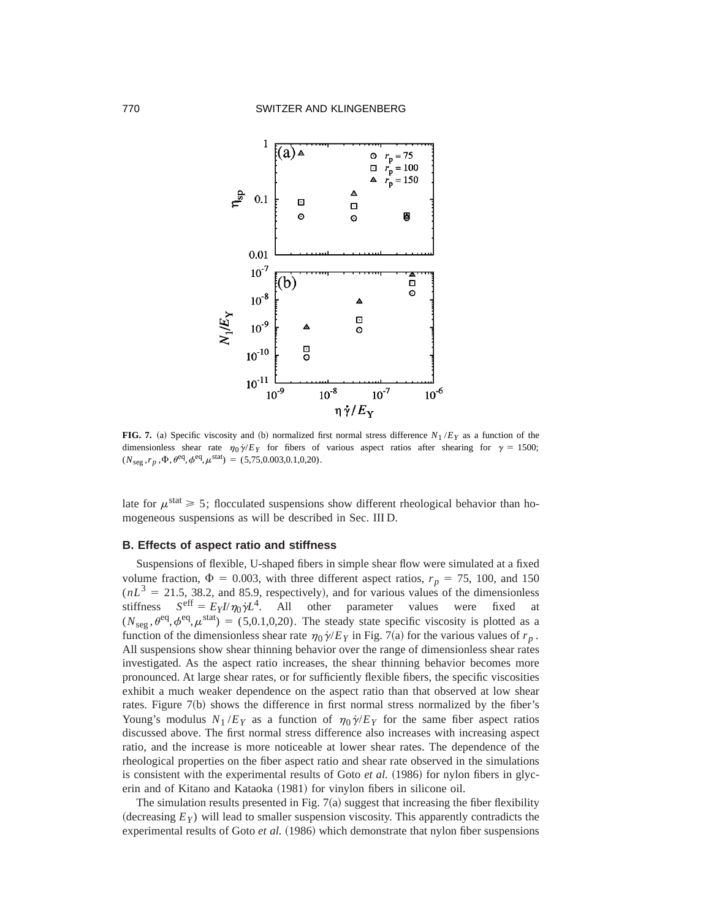**FIG. 7.** (a) Specific viscosity and (b) normalized first normal stress difference $N_1/E_Y$ as a function of the dimensionless shear rate $\eta_0\dot{\gamma}/E_Y$ for fibers of various aspect ratios after shearing for $\gamma = 1500$; $(N_{\mathrm{seg}}, r_p, \Phi, \theta^{\mathrm{eq}}, \phi^{\mathrm{eq}}, \mu^{\mathrm{stat}}) = (5,75,0.003,0.1,0,20)$.

late for $\mu^{\mathrm{stat}} \geqslant 5$; flocculated suspensions show different rheological behavior than homogeneous suspensions as will be described in Sec. III D.

### B. Effects of aspect ratio and stiffness

Suspensions of flexible, U-shaped fibers in simple shear flow were simulated at a fixed volume fraction, $\Phi = 0.003$, with three different aspect ratios, $r_p = 75$, 100, and 150 ($nL^3 = 21.5$, 38.2, and 85.9, respectively), and for various values of the dimensionless stiffness $S^{\mathrm{eff}} = E_Y I/\eta_0\dot{\gamma}L^4$. All other parameter values were fixed at $(N_{\mathrm{seg}}, \theta^{\mathrm{eq}}, \phi^{\mathrm{eq}}, \mu^{\mathrm{stat}}) = (5,0.1,0,20)$. The steady state specific viscosity is plotted as a function of the dimensionless shear rate $\eta_0\dot{\gamma}/E_Y$ in Fig. 7(a) for the various values of $r_p$. All suspensions show shear thinning behavior over the range of dimensionless shear rates investigated. As the aspect ratio increases, the shear thinning behavior becomes more pronounced. At large shear rates, or for sufficiently flexible fibers, the specific viscosities exhibit a much weaker dependence on the aspect ratio than that observed at low shear rates. Figure 7(b) shows the difference in first normal stress normalized by the fiber's Young's modulus $N_1/E_Y$ as a function of $\eta_0\dot{\gamma}/E_Y$ for the same fiber aspect ratios discussed above. The first normal stress difference also increases with increasing aspect ratio, and the increase is more noticeable at lower shear rates. The dependence of the rheological properties on the fiber aspect ratio and shear rate observed in the simulations is consistent with the experimental results of Goto *et al.* (1986) for nylon fibers in glycerin and of Kitano and Kataoka (1981) for vinylon fibers in silicone oil.

The simulation results presented in Fig. 7(a) suggest that increasing the fiber flexibility (decreasing $E_Y$) will lead to smaller suspension viscosity. This apparently contradicts the experimental results of Goto *et al.* (1986) which demonstrate that nylon fiber suspensions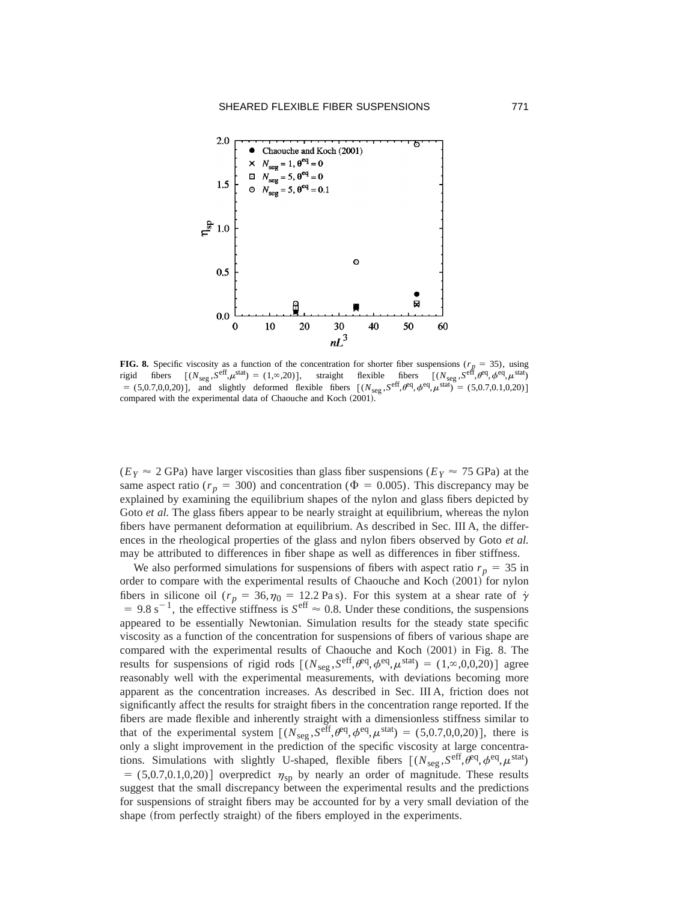**FIG. 8.** Specific viscosity as a function of the concentration for shorter fiber suspensions ($r_p = 35$), using rigid fibers $[(N_{\rm seg}, S^{\rm eff}, \mu^{\rm stat}) = (1,\infty,20)]$, straight flexible fibers $[(N_{\rm seg}, S^{\rm eff}, \theta^{\rm eq}, \phi^{\rm eq}, \mu^{\rm stat}) = (5,0.7,0,0,20)]$, and slightly deformed flexible fibers $[(N_{\rm seg}, S^{\rm eff}, \theta^{\rm eq}, \phi^{\rm eq}, \mu^{\rm stat}) = (5,0.7,0.1,0,20)]$ compared with the experimental data of Chaouche and Koch (2001).

($E_Y \approx 2$ GPa) have larger viscosities than glass fiber suspensions ($E_Y \approx 75$ GPa) at the same aspect ratio ($r_p = 300$) and concentration ($\Phi = 0.005$). This discrepancy may be explained by examining the equilibrium shapes of the nylon and glass fibers depicted by Goto *et al.* The glass fibers appear to be nearly straight at equilibrium, whereas the nylon fibers have permanent deformation at equilibrium. As described in Sec. III A, the differences in the rheological properties of the glass and nylon fibers observed by Goto *et al.* may be attributed to differences in fiber shape as well as differences in fiber stiffness.

We also performed simulations for suspensions of fibers with aspect ratio $r_p = 35$ in order to compare with the experimental results of Chaouche and Koch (2001) for nylon fibers in silicone oil ($r_p = 36, \eta_0 = 12.2$ Pa s). For this system at a shear rate of $\dot{\gamma} = 9.8\ \mathrm{s}^{-1}$, the effective stiffness is $S^{\rm eff} \approx 0.8$. Under these conditions, the suspensions appeared to be essentially Newtonian. Simulation results for the steady state specific viscosity as a function of the concentration for suspensions of fibers of various shape are compared with the experimental results of Chaouche and Koch (2001) in Fig. 8. The results for suspensions of rigid rods $[(N_{\rm seg}, S^{\rm eff}, \theta^{\rm eq}, \phi^{\rm eq}, \mu^{\rm stat}) = (1,\infty,0,0,20)]$ agree reasonably well with the experimental measurements, with deviations becoming more apparent as the concentration increases. As described in Sec. III A, friction does not significantly affect the results for straight fibers in the concentration range reported. If the fibers are made flexible and inherently straight with a dimensionless stiffness similar to that of the experimental system $[(N_{\rm seg}, S^{\rm eff}, \theta^{\rm eq}, \phi^{\rm eq}, \mu^{\rm stat}) = (5,0.7,0,0,20)]$, there is only a slight improvement in the prediction of the specific viscosity at large concentrations. Simulations with slightly U-shaped, flexible fibers $[(N_{\rm seg}, S^{\rm eff}, \theta^{\rm eq}, \phi^{\rm eq}, \mu^{\rm stat}) = (5,0.7,0.1,0,20)]$ overpredict $\eta_{\rm sp}$ by nearly an order of magnitude. These results suggest that the small discrepancy between the experimental results and the predictions for suspensions of straight fibers may be accounted for by a very small deviation of the shape (from perfectly straight) of the fibers employed in the experiments.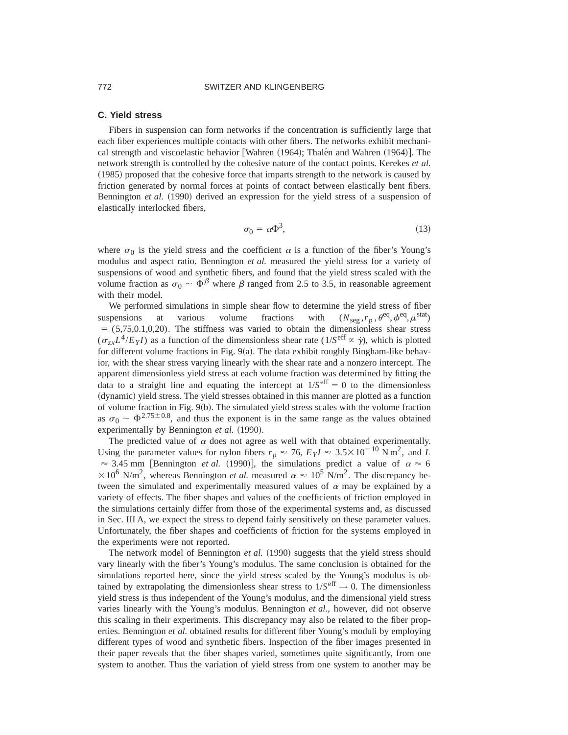### C. Yield stress

Fibers in suspension can form networks if the concentration is sufficiently large that each fiber experiences multiple contacts with other fibers. The networks exhibit mechanical strength and viscoelastic behavior [Wahren (1964); Thalén and Wahren (1964)]. The network strength is controlled by the cohesive nature of the contact points. Kerekes *et al.* (1985) proposed that the cohesive force that imparts strength to the network is caused by friction generated by normal forces at points of contact between elastically bent fibers. Bennington *et al.* (1990) derived an expression for the yield stress of a suspension of elastically interlocked fibers,

$$\sigma_0 = \alpha \Phi^3, \tag{13}$$

where $\sigma_0$ is the yield stress and the coefficient $\alpha$ is a function of the fiber's Young's modulus and aspect ratio. Bennington *et al.* measured the yield stress for a variety of suspensions of wood and synthetic fibers, and found that the yield stress scaled with the volume fraction as $\sigma_0 \sim \Phi^\beta$ where $\beta$ ranged from 2.5 to 3.5, in reasonable agreement with their model.

We performed simulations in simple shear flow to determine the yield stress of fiber suspensions at various volume fractions with $(N_{\text{seg}}, r_p, \theta^{\text{eq}}, \phi^{\text{eq}}, \mu^{\text{stat}}) = (5,75,0.1,0,20)$. The stiffness was varied to obtain the dimensionless shear stress $(\sigma_{zx}L^4/E_Y I)$ as a function of the dimensionless shear rate $(1/S^{\text{eff}} \propto \dot{\gamma})$, which is plotted for different volume fractions in Fig. 9(a). The data exhibit roughly Bingham-like behavior, with the shear stress varying linearly with the shear rate and a nonzero intercept. The apparent dimensionless yield stress at each volume fraction was determined by fitting the data to a straight line and equating the intercept at $1/S^{\text{eff}} = 0$ to the dimensionless (dynamic) yield stress. The yield stresses obtained in this manner are plotted as a function of volume fraction in Fig. 9(b). The simulated yield stress scales with the volume fraction as $\sigma_0 \sim \Phi^{2.75 \pm 0.8}$, and thus the exponent is in the same range as the values obtained experimentally by Bennington *et al.* (1990).

The predicted value of $\alpha$ does not agree as well with that obtained experimentally. Using the parameter values for nylon fibers $r_p \approx 76$, $E_Y I \approx 3.5 \times 10^{-10}$ N m$^2$, and $L \approx 3.45$ mm [Bennington *et al.* (1990)], the simulations predict a value of $\alpha \approx 6 \times 10^6$ N/m$^2$, whereas Bennington *et al.* measured $\alpha \approx 10^5$ N/m$^2$. The discrepancy between the simulated and experimentally measured values of $\alpha$ may be explained by a variety of effects. The fiber shapes and values of the coefficients of friction employed in the simulations certainly differ from those of the experimental systems and, as discussed in Sec. III A, we expect the stress to depend fairly sensitively on these parameter values. Unfortunately, the fiber shapes and coefficients of friction for the systems employed in the experiments were not reported.

The network model of Bennington *et al.* (1990) suggests that the yield stress should vary linearly with the fiber's Young's modulus. The same conclusion is obtained for the simulations reported here, since the yield stress scaled by the Young's modulus is obtained by extrapolating the dimensionless shear stress to $1/S^{\text{eff}} \to 0$. The dimensionless yield stress is thus independent of the Young's modulus, and the dimensional yield stress varies linearly with the Young's modulus. Bennington *et al.*, however, did not observe this scaling in their experiments. This discrepancy may also be related to the fiber properties. Bennington *et al.* obtained results for different fiber Young's moduli by employing different types of wood and synthetic fibers. Inspection of the fiber images presented in their paper reveals that the fiber shapes varied, sometimes quite significantly, from one system to another. Thus the variation of yield stress from one system to another may be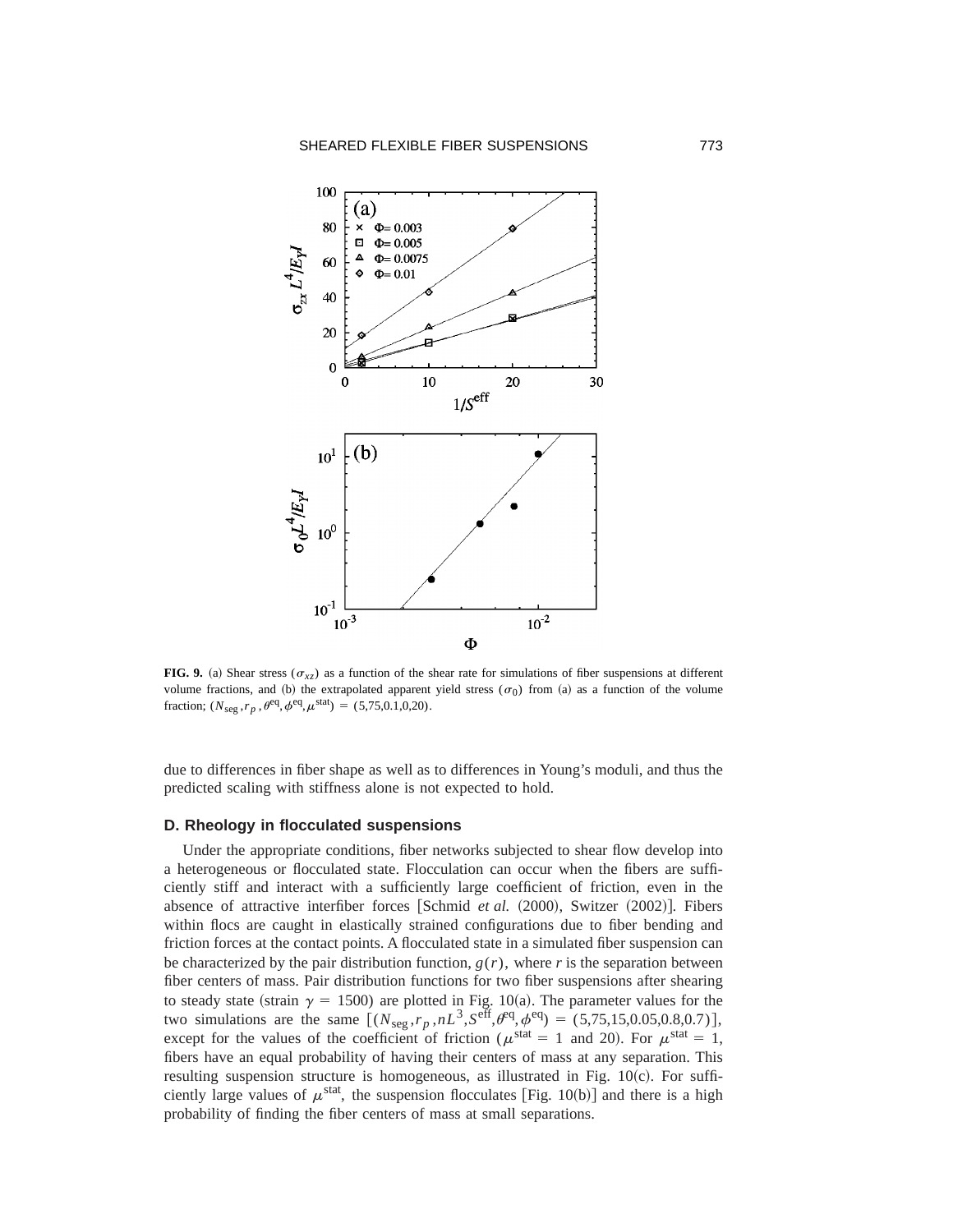**FIG. 9.** (a) Shear stress ($\sigma_{xz}$) as a function of the shear rate for simulations of fiber suspensions at different volume fractions, and (b) the extrapolated apparent yield stress ($\sigma_0$) from (a) as a function of the volume fraction; $(N_{\text{seg}}, r_p, \theta^{\text{eq}}, \phi^{\text{eq}}, \mu^{\text{stat}}) = (5,75,0.1,0,20)$.

due to differences in fiber shape as well as to differences in Young's moduli, and thus the predicted scaling with stiffness alone is not expected to hold.

### D. Rheology in flocculated suspensions

Under the appropriate conditions, fiber networks subjected to shear flow develop into a heterogeneous or flocculated state. Flocculation can occur when the fibers are sufficiently stiff and interact with a sufficiently large coefficient of friction, even in the absence of attractive interfiber forces [Schmid *et al.* (2000), Switzer (2002)]. Fibers within flocs are caught in elastically strained configurations due to fiber bending and friction forces at the contact points. A flocculated state in a simulated fiber suspension can be characterized by the pair distribution function, $g(r)$, where $r$ is the separation between fiber centers of mass. Pair distribution functions for two fiber suspensions after shearing to steady state (strain $\gamma = 1500$) are plotted in Fig. 10(a). The parameter values for the two simulations are the same $[(N_{\text{seg}}, r_p, nL^3, S^{\text{eff}}, \theta^{\text{eq}}, \phi^{\text{eq}}) = (5,75,15,0.05,0.8,0.7)]$, except for the values of the coefficient of friction ($\mu^{\text{stat}} = 1$ and 20). For $\mu^{\text{stat}} = 1$, fibers have an equal probability of having their centers of mass at any separation. This resulting suspension structure is homogeneous, as illustrated in Fig. 10(c). For sufficiently large values of $\mu^{\text{stat}}$, the suspension flocculates [Fig. 10(b)] and there is a high probability of finding the fiber centers of mass at small separations.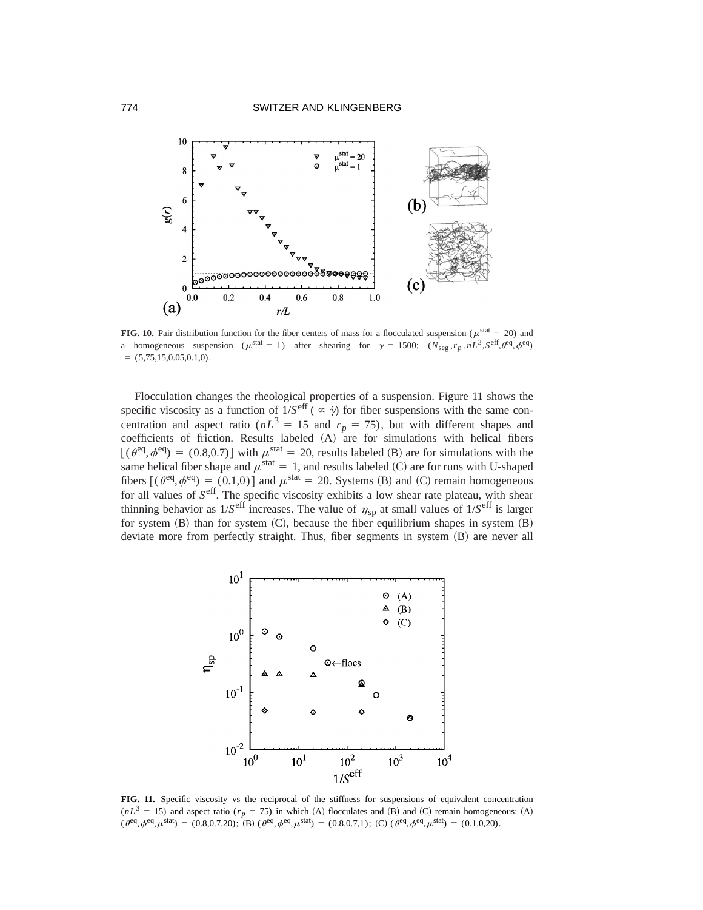**FIG. 10.** Pair distribution function for the fiber centers of mass for a flocculated suspension ($\mu^{\text{stat}} = 20$) and a homogeneous suspension ($\mu^{\text{stat}} = 1$) after shearing for $\gamma = 1500$; $(N_{\text{seg}}, r_p, nL^3, S^{\text{eff}}, \theta^{\text{eq}}, \phi^{\text{eq}}) = (5,75,15,0.05,0.1,0)$.

Flocculation changes the rheological properties of a suspension. Figure 11 shows the specific viscosity as a function of $1/S^{\text{eff}}$ ($\propto \dot{\gamma}$) for fiber suspensions with the same concentration and aspect ratio ($nL^3 = 15$ and $r_p = 75$), but with different shapes and coefficients of friction. Results labeled (A) are for simulations with helical fibers $[(\theta^{\text{eq}}, \phi^{\text{eq}}) = (0.8,0.7)]$ with $\mu^{\text{stat}} = 20$, results labeled (B) are for simulations with the same helical fiber shape and $\mu^{\text{stat}} = 1$, and results labeled (C) are for runs with U-shaped fibers $[(\theta^{\text{eq}}, \phi^{\text{eq}}) = (0.1,0)]$ and $\mu^{\text{stat}} = 20$. Systems (B) and (C) remain homogeneous for all values of $S^{\text{eff}}$. The specific viscosity exhibits a low shear rate plateau, with shear thinning behavior as $1/S^{\text{eff}}$ increases. The value of $\eta_{\text{sp}}$ at small values of $1/S^{\text{eff}}$ is larger for system (B) than for system (C), because the fiber equilibrium shapes in system (B) deviate more from perfectly straight. Thus, fiber segments in system (B) are never all

**FIG. 11.** Specific viscosity vs the reciprocal of the stiffness for suspensions of equivalent concentration ($nL^3 = 15$) and aspect ratio ($r_p = 75$) in which (A) flocculates and (B) and (C) remain homogeneous: (A) $(\theta^{\text{eq}}, \phi^{\text{eq}}, \mu^{\text{stat}}) = (0.8,0.7,20)$; (B) $(\theta^{\text{eq}}, \phi^{\text{eq}}, \mu^{\text{stat}}) = (0.8,0.7,1)$; (C) $(\theta^{\text{eq}}, \phi^{\text{eq}}, \mu^{\text{stat}}) = (0.1,0,20)$.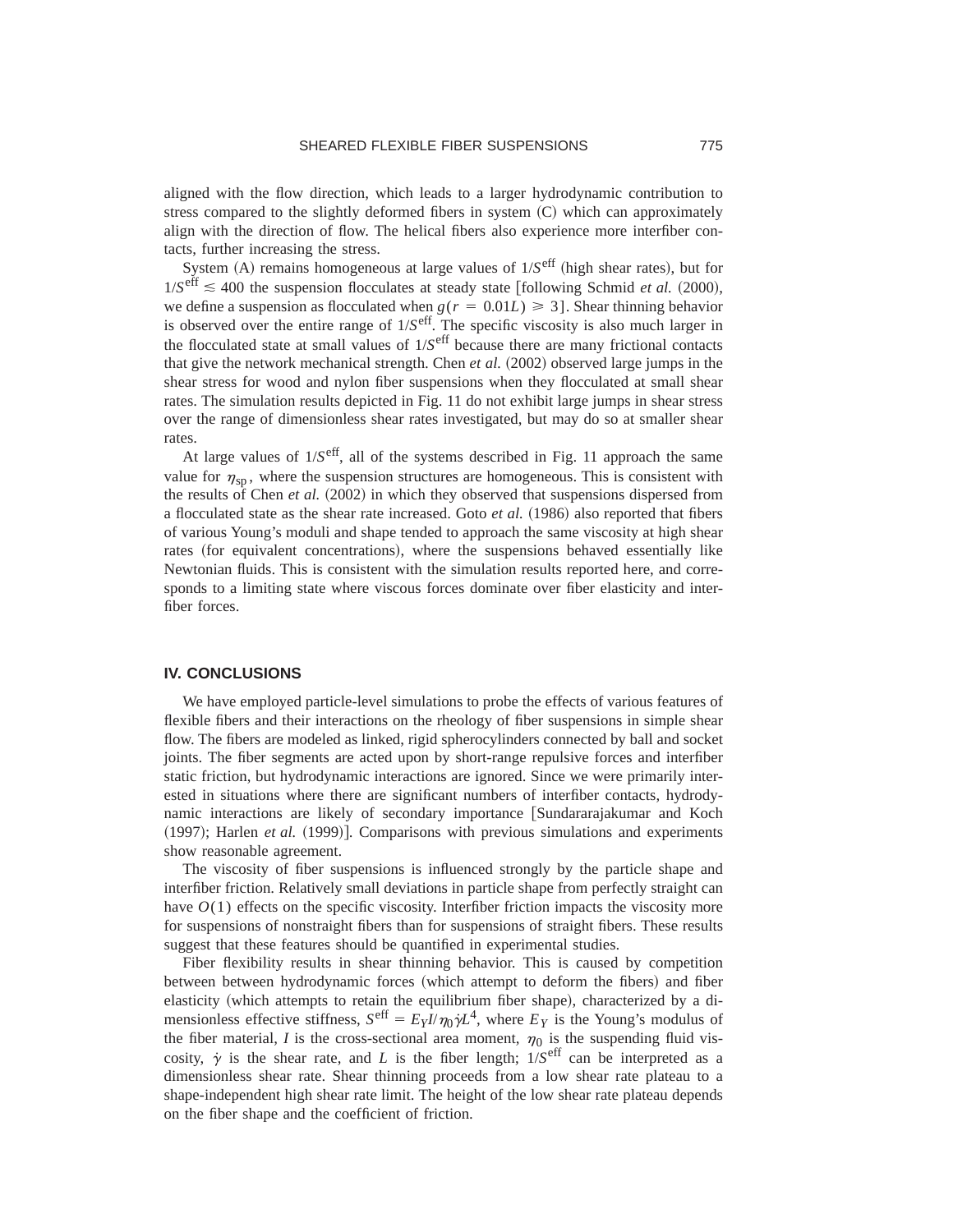aligned with the flow direction, which leads to a larger hydrodynamic contribution to stress compared to the slightly deformed fibers in system (C) which can approximately align with the direction of flow. The helical fibers also experience more interfiber contacts, further increasing the stress.

System (A) remains homogeneous at large values of $1/S^{\mathrm{eff}}$ (high shear rates), but for $1/S^{\mathrm{eff}} \lesssim 400$ the suspension flocculates at steady state [following Schmid *et al.* (2000), we define a suspension as flocculated when $g(r = 0.01L) \geqslant 3$]. Shear thinning behavior is observed over the entire range of $1/S^{\mathrm{eff}}$. The specific viscosity is also much larger in the flocculated state at small values of $1/S^{\mathrm{eff}}$ because there are many frictional contacts that give the network mechanical strength. Chen *et al.* (2002) observed large jumps in the shear stress for wood and nylon fiber suspensions when they flocculated at small shear rates. The simulation results depicted in Fig. 11 do not exhibit large jumps in shear stress over the range of dimensionless shear rates investigated, but may do so at smaller shear rates.

At large values of $1/S^{\mathrm{eff}}$, all of the systems described in Fig. 11 approach the same value for $\eta_{\mathrm{sp}}$, where the suspension structures are homogeneous. This is consistent with the results of Chen *et al.* (2002) in which they observed that suspensions dispersed from a flocculated state as the shear rate increased. Goto *et al.* (1986) also reported that fibers of various Young's moduli and shape tended to approach the same viscosity at high shear rates (for equivalent concentrations), where the suspensions behaved essentially like Newtonian fluids. This is consistent with the simulation results reported here, and corresponds to a limiting state where viscous forces dominate over fiber elasticity and interfiber forces.

## IV. CONCLUSIONS

We have employed particle-level simulations to probe the effects of various features of flexible fibers and their interactions on the rheology of fiber suspensions in simple shear flow. The fibers are modeled as linked, rigid spherocylinders connected by ball and socket joints. The fiber segments are acted upon by short-range repulsive forces and interfiber static friction, but hydrodynamic interactions are ignored. Since we were primarily interested in situations where there are significant numbers of interfiber contacts, hydrodynamic interactions are likely of secondary importance [Sundararajakumar and Koch (1997); Harlen *et al.* (1999)]. Comparisons with previous simulations and experiments show reasonable agreement.

The viscosity of fiber suspensions is influenced strongly by the particle shape and interfiber friction. Relatively small deviations in particle shape from perfectly straight can have $O(1)$ effects on the specific viscosity. Interfiber friction impacts the viscosity more for suspensions of nonstraight fibers than for suspensions of straight fibers. These results suggest that these features should be quantified in experimental studies.

Fiber flexibility results in shear thinning behavior. This is caused by competition between between hydrodynamic forces (which attempt to deform the fibers) and fiber elasticity (which attempts to retain the equilibrium fiber shape), characterized by a dimensionless effective stiffness, $S^{\mathrm{eff}} = E_Y I/\eta_0 \dot{\gamma} L^4$, where $E_Y$ is the Young's modulus of the fiber material, $I$ is the cross-sectional area moment, $\eta_0$ is the suspending fluid viscosity, $\dot{\gamma}$ is the shear rate, and $L$ is the fiber length; $1/S^{\mathrm{eff}}$ can be interpreted as a dimensionless shear rate. Shear thinning proceeds from a low shear rate plateau to a shape-independent high shear rate limit. The height of the low shear rate plateau depends on the fiber shape and the coefficient of friction.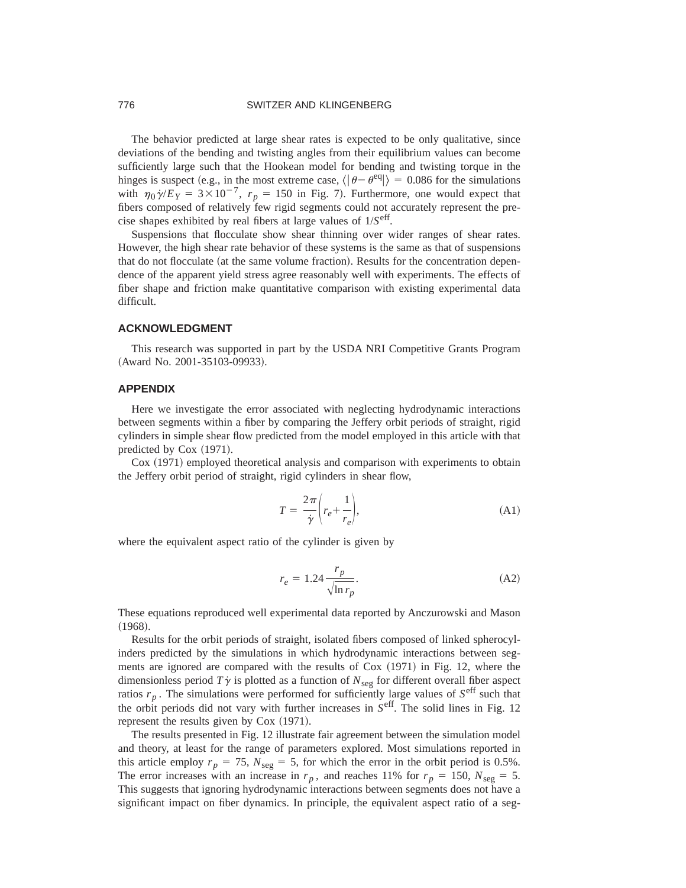The behavior predicted at large shear rates is expected to be only qualitative, since deviations of the bending and twisting angles from their equilibrium values can become sufficiently large such that the Hookean model for bending and twisting torque in the hinges is suspect (e.g., in the most extreme case, $\langle|\theta - \theta^{eq}|\rangle = 0.086$ for the simulations with $\eta_0 \dot{\gamma}/E_Y = 3\times10^{-7}$, $r_p = 150$ in Fig. 7). Furthermore, one would expect that fibers composed of relatively few rigid segments could not accurately represent the precise shapes exhibited by real fibers at large values of $1/S^{\text{eff}}$.

Suspensions that flocculate show shear thinning over wider ranges of shear rates. However, the high shear rate behavior of these systems is the same as that of suspensions that do not flocculate (at the same volume fraction). Results for the concentration dependence of the apparent yield stress agree reasonably well with experiments. The effects of fiber shape and friction make quantitative comparison with existing experimental data difficult.

## ACKNOWLEDGMENT

This research was supported in part by the USDA NRI Competitive Grants Program (Award No. 2001-35103-09933).

## APPENDIX

Here we investigate the error associated with neglecting hydrodynamic interactions between segments within a fiber by comparing the Jeffery orbit periods of straight, rigid cylinders in simple shear flow predicted from the model employed in this article with that predicted by Cox (1971).

Cox (1971) employed theoretical analysis and comparison with experiments to obtain the Jeffery orbit period of straight, rigid cylinders in shear flow,

$$T = \frac{2\pi}{\dot{\gamma}}\left(r_e + \frac{1}{r_e}\right), \tag{A1}$$

where the equivalent aspect ratio of the cylinder is given by

$$r_e = 1.24\frac{r_p}{\sqrt{\ln r_p}}. \tag{A2}$$

These equations reproduced well experimental data reported by Anczurowski and Mason (1968).

Results for the orbit periods of straight, isolated fibers composed of linked spherocylinders predicted by the simulations in which hydrodynamic interactions between segments are ignored are compared with the results of Cox (1971) in Fig. 12, where the dimensionless period $T\dot{\gamma}$ is plotted as a function of $N_{\text{seg}}$ for different overall fiber aspect ratios $r_p$. The simulations were performed for sufficiently large values of $S^{\text{eff}}$ such that the orbit periods did not vary with further increases in $S^{\text{eff}}$. The solid lines in Fig. 12 represent the results given by Cox (1971).

The results presented in Fig. 12 illustrate fair agreement between the simulation model and theory, at least for the range of parameters explored. Most simulations reported in this article employ $r_p = 75$, $N_{\text{seg}} = 5$, for which the error in the orbit period is 0.5%. The error increases with an increase in $r_p$, and reaches 11% for $r_p = 150$, $N_{\text{seg}} = 5$. This suggests that ignoring hydrodynamic interactions between segments does not have a significant impact on fiber dynamics. In principle, the equivalent aspect ratio of a seg-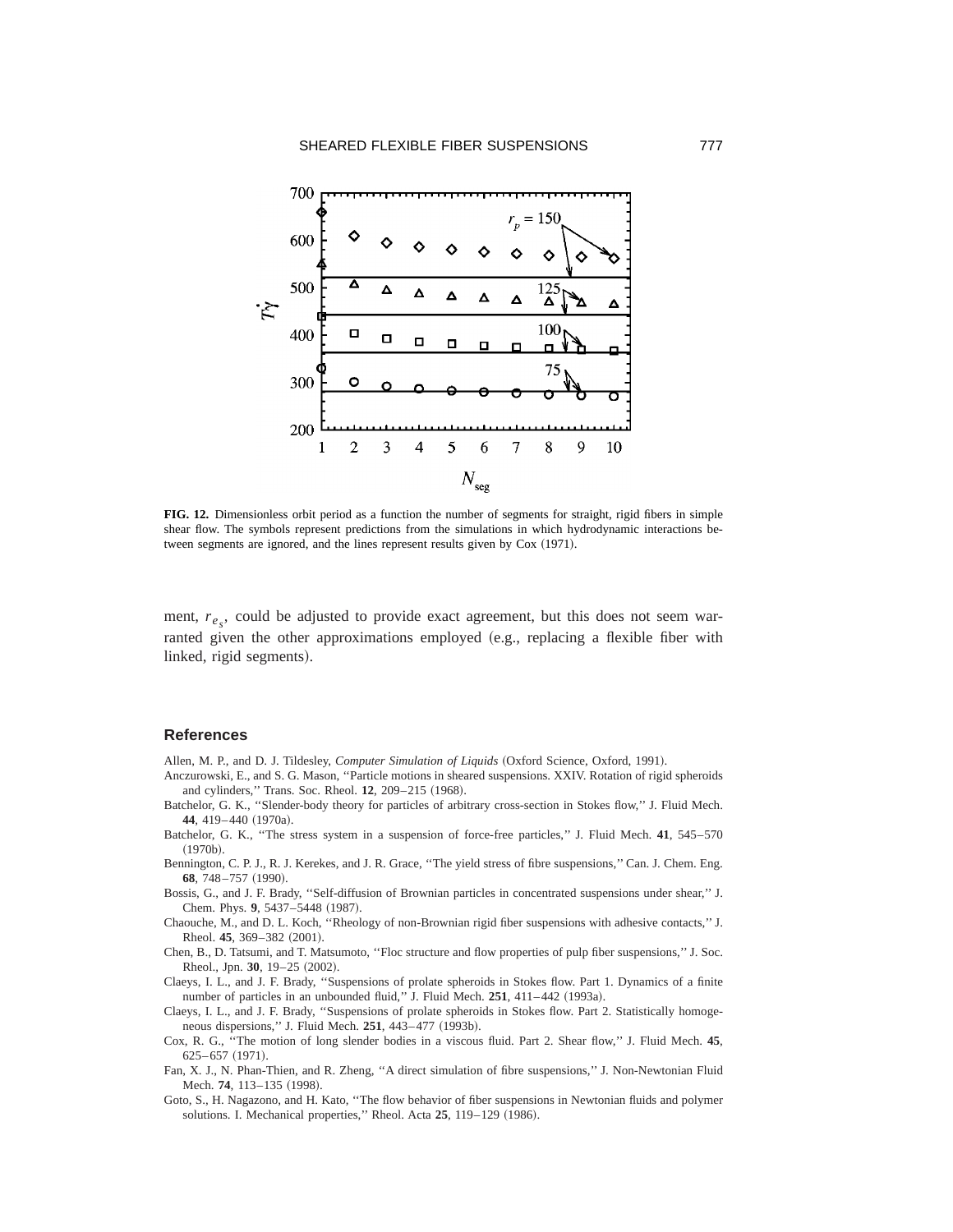**FIG. 12.** Dimensionless orbit period as a function the number of segments for straight, rigid fibers in simple shear flow. The symbols represent predictions from the simulations in which hydrodynamic interactions between segments are ignored, and the lines represent results given by Cox (1971).

ment, $r_{e_s}$, could be adjusted to provide exact agreement, but this does not seem warranted given the other approximations employed (e.g., replacing a flexible fiber with linked, rigid segments).

## References

Allen, M. P., and D. J. Tildesley, *Computer Simulation of Liquids* (Oxford Science, Oxford, 1991).

Anczurowski, E., and S. G. Mason, ''Particle motions in sheared suspensions. XXIV. Rotation of rigid spheroids and cylinders,'' Trans. Soc. Rheol. **12**, 209–215 (1968).

Batchelor, G. K., ''Slender-body theory for particles of arbitrary cross-section in Stokes flow,'' J. Fluid Mech. **44**, 419–440 (1970a).

Batchelor, G. K., ''The stress system in a suspension of force-free particles,'' J. Fluid Mech. **41**, 545–570 (1970b).

Bennington, C. P. J., R. J. Kerekes, and J. R. Grace, ''The yield stress of fibre suspensions,'' Can. J. Chem. Eng. **68**, 748–757 (1990).

Bossis, G., and J. F. Brady, ''Self-diffusion of Brownian particles in concentrated suspensions under shear,'' J. Chem. Phys. **9**, 5437–5448 (1987).

Chaouche, M., and D. L. Koch, ''Rheology of non-Brownian rigid fiber suspensions with adhesive contacts,'' J. Rheol. **45**, 369–382 (2001).

Chen, B., D. Tatsumi, and T. Matsumoto, ''Floc structure and flow properties of pulp fiber suspensions,'' J. Soc. Rheol., Jpn. **30**, 19–25 (2002).

Claeys, I. L., and J. F. Brady, ''Suspensions of prolate spheroids in Stokes flow. Part 1. Dynamics of a finite number of particles in an unbounded fluid,'' J. Fluid Mech. **251**, 411–442 (1993a).

Claeys, I. L., and J. F. Brady, ''Suspensions of prolate spheroids in Stokes flow. Part 2. Statistically homogeneous dispersions,'' J. Fluid Mech. **251**, 443–477 (1993b).

Cox, R. G., ''The motion of long slender bodies in a viscous fluid. Part 2. Shear flow,'' J. Fluid Mech. **45**, 625–657 (1971).

Fan, X. J., N. Phan-Thien, and R. Zheng, ''A direct simulation of fibre suspensions,'' J. Non-Newtonian Fluid Mech. **74**, 113–135 (1998).

Goto, S., H. Nagazono, and H. Kato, ''The flow behavior of fiber suspensions in Newtonian fluids and polymer solutions. I. Mechanical properties,'' Rheol. Acta **25**, 119–129 (1986).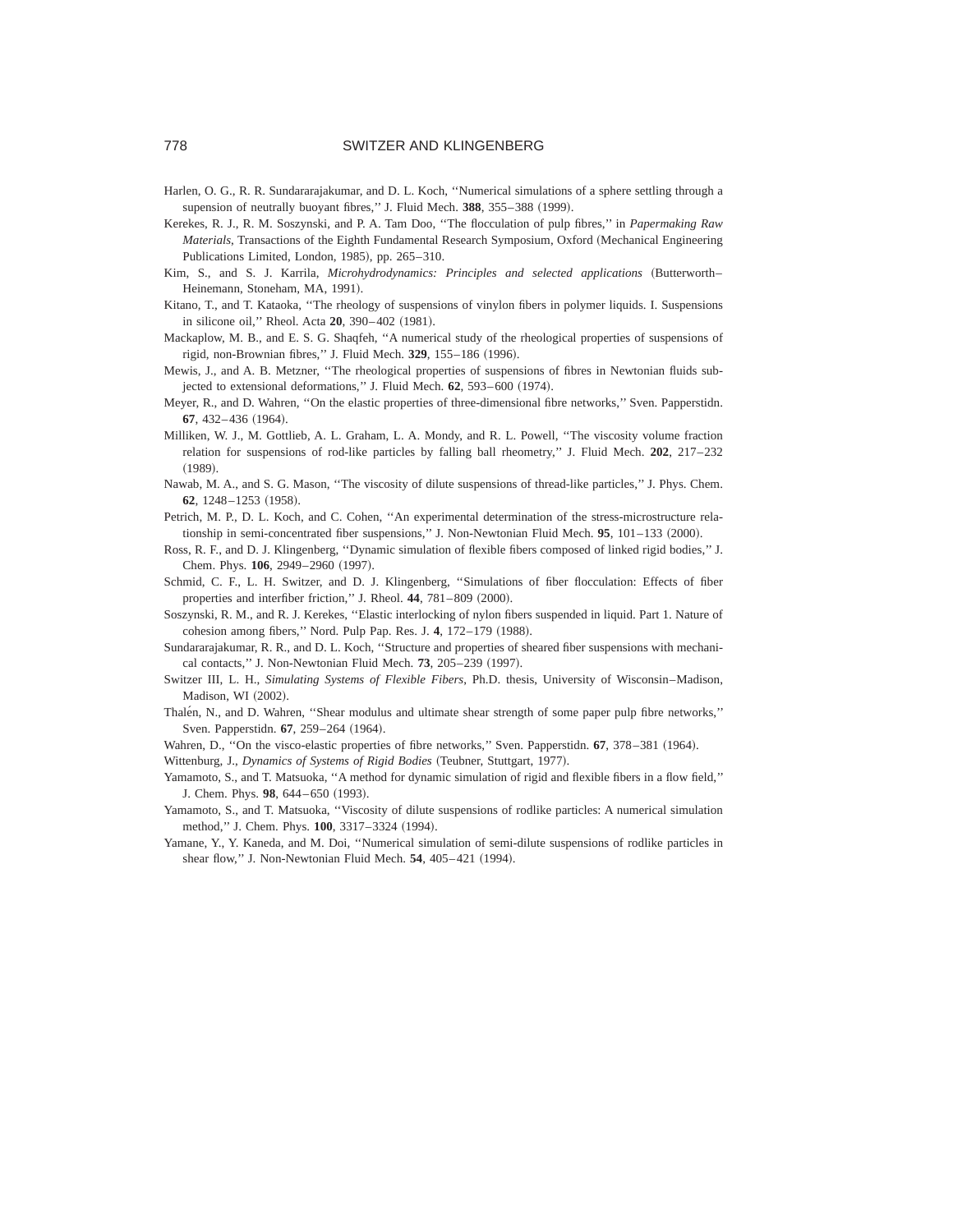Harlen, O. G., R. R. Sundararajakumar, and D. L. Koch, ''Numerical simulations of a sphere settling through a supension of neutrally buoyant fibres,'' J. Fluid Mech. **388**, 355–388 (1999).

Kerekes, R. J., R. M. Soszynski, and P. A. Tam Doo, ''The flocculation of pulp fibres,'' in *Papermaking Raw Materials*, Transactions of the Eighth Fundamental Research Symposium, Oxford (Mechanical Engineering Publications Limited, London, 1985), pp. 265–310.

Kim, S., and S. J. Karrila, *Microhydrodynamics: Principles and selected applications* (Butterworth–Heinemann, Stoneham, MA, 1991).

Kitano, T., and T. Kataoka, ''The rheology of suspensions of vinylon fibers in polymer liquids. I. Suspensions in silicone oil,'' Rheol. Acta **20**, 390–402 (1981).

Mackaplow, M. B., and E. S. G. Shaqfeh, ''A numerical study of the rheological properties of suspensions of rigid, non-Brownian fibres,'' J. Fluid Mech. **329**, 155–186 (1996).

Mewis, J., and A. B. Metzner, ''The rheological properties of suspensions of fibres in Newtonian fluids subjected to extensional deformations,'' J. Fluid Mech. **62**, 593–600 (1974).

Meyer, R., and D. Wahren, ''On the elastic properties of three-dimensional fibre networks,'' Sven. Papperstidn. **67**, 432–436 (1964).

Milliken, W. J., M. Gottlieb, A. L. Graham, L. A. Mondy, and R. L. Powell, ''The viscosity volume fraction relation for suspensions of rod-like particles by falling ball rheometry,'' J. Fluid Mech. **202**, 217–232 (1989).

Nawab, M. A., and S. G. Mason, ''The viscosity of dilute suspensions of thread-like particles,'' J. Phys. Chem. **62**, 1248–1253 (1958).

Petrich, M. P., D. L. Koch, and C. Cohen, ''An experimental determination of the stress-microstructure relationship in semi-concentrated fiber suspensions,'' J. Non-Newtonian Fluid Mech. **95**, 101–133 (2000).

Ross, R. F., and D. J. Klingenberg, ''Dynamic simulation of flexible fibers composed of linked rigid bodies,'' J. Chem. Phys. **106**, 2949–2960 (1997).

Schmid, C. F., L. H. Switzer, and D. J. Klingenberg, ''Simulations of fiber flocculation: Effects of fiber properties and interfiber friction,'' J. Rheol. **44**, 781–809 (2000).

Soszynski, R. M., and R. J. Kerekes, ''Elastic interlocking of nylon fibers suspended in liquid. Part 1. Nature of cohesion among fibers,'' Nord. Pulp Pap. Res. J. **4**, 172–179 (1988).

Sundararajakumar, R. R., and D. L. Koch, ''Structure and properties of sheared fiber suspensions with mechanical contacts,'' J. Non-Newtonian Fluid Mech. **73**, 205–239 (1997).

Switzer III, L. H., *Simulating Systems of Flexible Fibers*, Ph.D. thesis, University of Wisconsin–Madison, Madison, WI (2002).

Thalén, N., and D. Wahren, ''Shear modulus and ultimate shear strength of some paper pulp fibre networks,'' Sven. Papperstidn. **67**, 259–264 (1964).

Wahren, D., ''On the visco-elastic properties of fibre networks,'' Sven. Papperstidn. **67**, 378–381 (1964).

Wittenburg, J., *Dynamics of Systems of Rigid Bodies* (Teubner, Stuttgart, 1977).

Yamamoto, S., and T. Matsuoka, ''A method for dynamic simulation of rigid and flexible fibers in a flow field,'' J. Chem. Phys. **98**, 644–650 (1993).

Yamamoto, S., and T. Matsuoka, ''Viscosity of dilute suspensions of rodlike particles: A numerical simulation method,'' J. Chem. Phys. **100**, 3317–3324 (1994).

Yamane, Y., Y. Kaneda, and M. Doi, ''Numerical simulation of semi-dilute suspensions of rodlike particles in shear flow,'' J. Non-Newtonian Fluid Mech. **54**, 405–421 (1994).